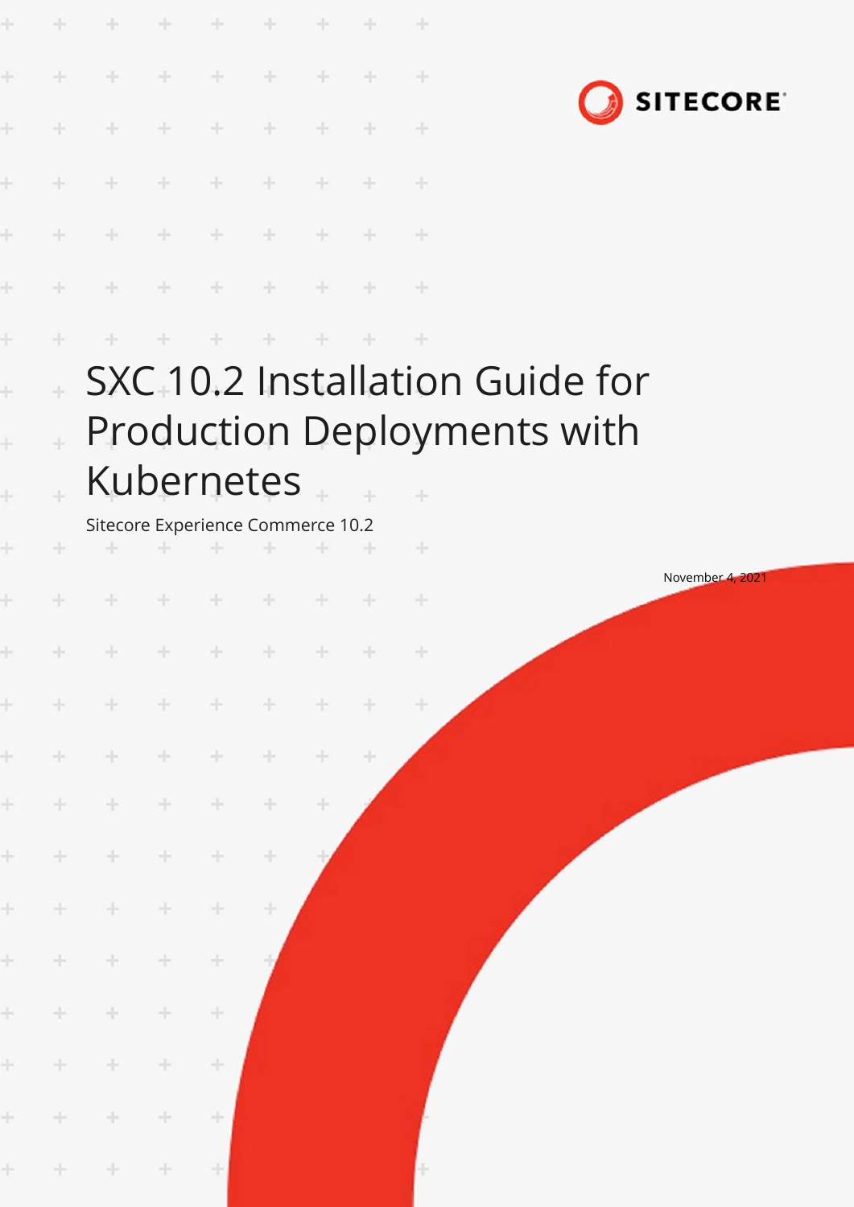SITECORE

# SXC 10.2 Installation Guide for Production Deployments with Kubernetes

Sitecore Experience Commerce 10.2

November 4, 2021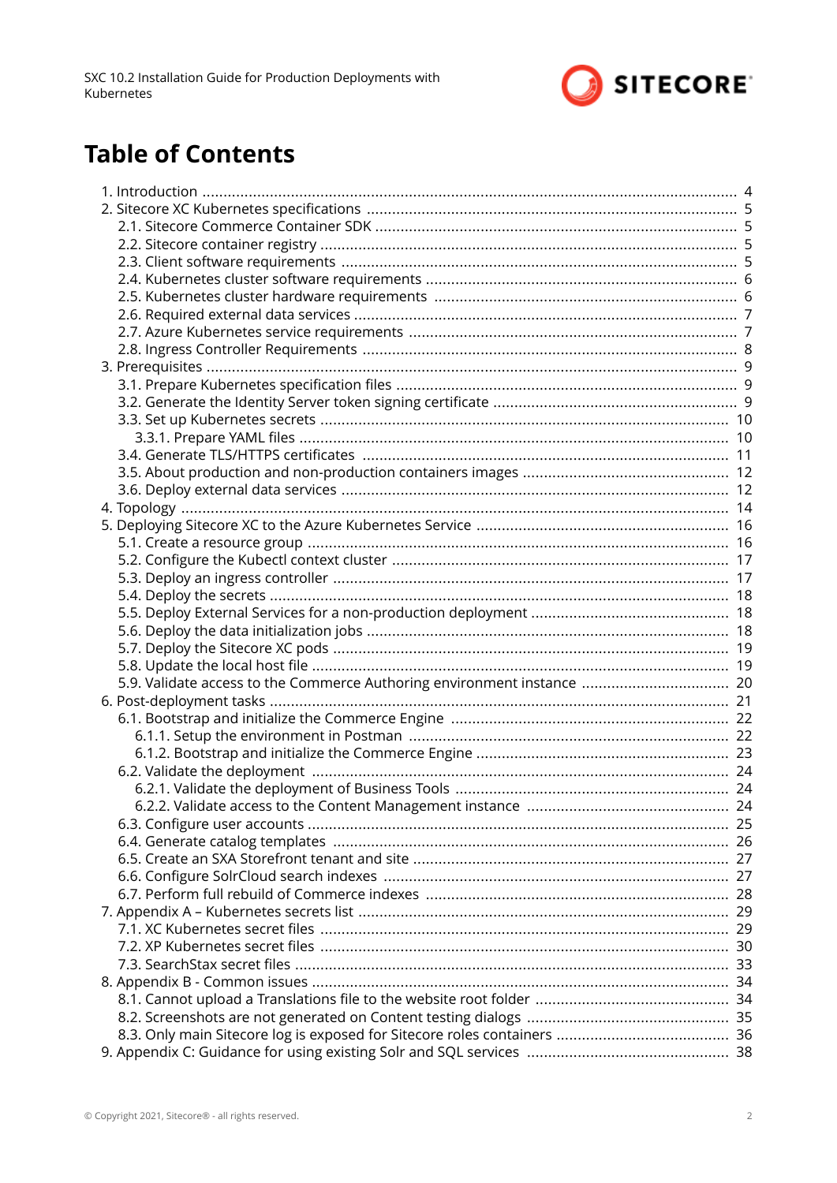# Table of Contents

- 1. Introduction ..... 4
- 2. Sitecore XC Kubernetes specifications ..... 5
  - 2.1. Sitecore Commerce Container SDK ..... 5
  - 2.2. Sitecore container registry ..... 5
  - 2.3. Client software requirements ..... 5
  - 2.4. Kubernetes cluster software requirements ..... 6
  - 2.5. Kubernetes cluster hardware requirements ..... 6
  - 2.6. Required external data services ..... 7
  - 2.7. Azure Kubernetes service requirements ..... 7
  - 2.8. Ingress Controller Requirements ..... 8
- 3. Prerequisites ..... 9
  - 3.1. Prepare Kubernetes specification files ..... 9
  - 3.2. Generate the Identity Server token signing certificate ..... 9
  - 3.3. Set up Kubernetes secrets ..... 10
    - 3.3.1. Prepare YAML files ..... 10
  - 3.4. Generate TLS/HTTPS certificates ..... 11
  - 3.5. About production and non-production containers images ..... 12
  - 3.6. Deploy external data services ..... 12
- 4. Topology ..... 14
- 5. Deploying Sitecore XC to the Azure Kubernetes Service ..... 16
  - 5.1. Create a resource group ..... 16
  - 5.2. Configure the Kubectl context cluster ..... 17
  - 5.3. Deploy an ingress controller ..... 17
  - 5.4. Deploy the secrets ..... 18
  - 5.5. Deploy External Services for a non-production deployment ..... 18
  - 5.6. Deploy the data initialization jobs ..... 18
  - 5.7. Deploy the Sitecore XC pods ..... 19
  - 5.8. Update the local host file ..... 19
  - 5.9. Validate access to the Commerce Authoring environment instance ..... 20
- 6. Post-deployment tasks ..... 21
  - 6.1. Bootstrap and initialize the Commerce Engine ..... 22
    - 6.1.1. Setup the environment in Postman ..... 22
    - 6.1.2. Bootstrap and initialize the Commerce Engine ..... 23
  - 6.2. Validate the deployment ..... 24
    - 6.2.1. Validate the deployment of Business Tools ..... 24
    - 6.2.2. Validate access to the Content Management instance ..... 24
  - 6.3. Configure user accounts ..... 25
  - 6.4. Generate catalog templates ..... 26
  - 6.5. Create an SXA Storefront tenant and site ..... 27
  - 6.6. Configure SolrCloud search indexes ..... 27
  - 6.7. Perform full rebuild of Commerce indexes ..... 28
- 7. Appendix A – Kubernetes secrets list ..... 29
  - 7.1. XC Kubernetes secret files ..... 29
  - 7.2. XP Kubernetes secret files ..... 30
  - 7.3. SearchStax secret files ..... 33
- 8. Appendix B - Common issues ..... 34
  - 8.1. Cannot upload a Translations file to the website root folder ..... 34
  - 8.2. Screenshots are not generated on Content testing dialogs ..... 35
  - 8.3. Only main Sitecore log is exposed for Sitecore roles containers ..... 36
- 9. Appendix C: Guidance for using existing Solr and SQL services ..... 38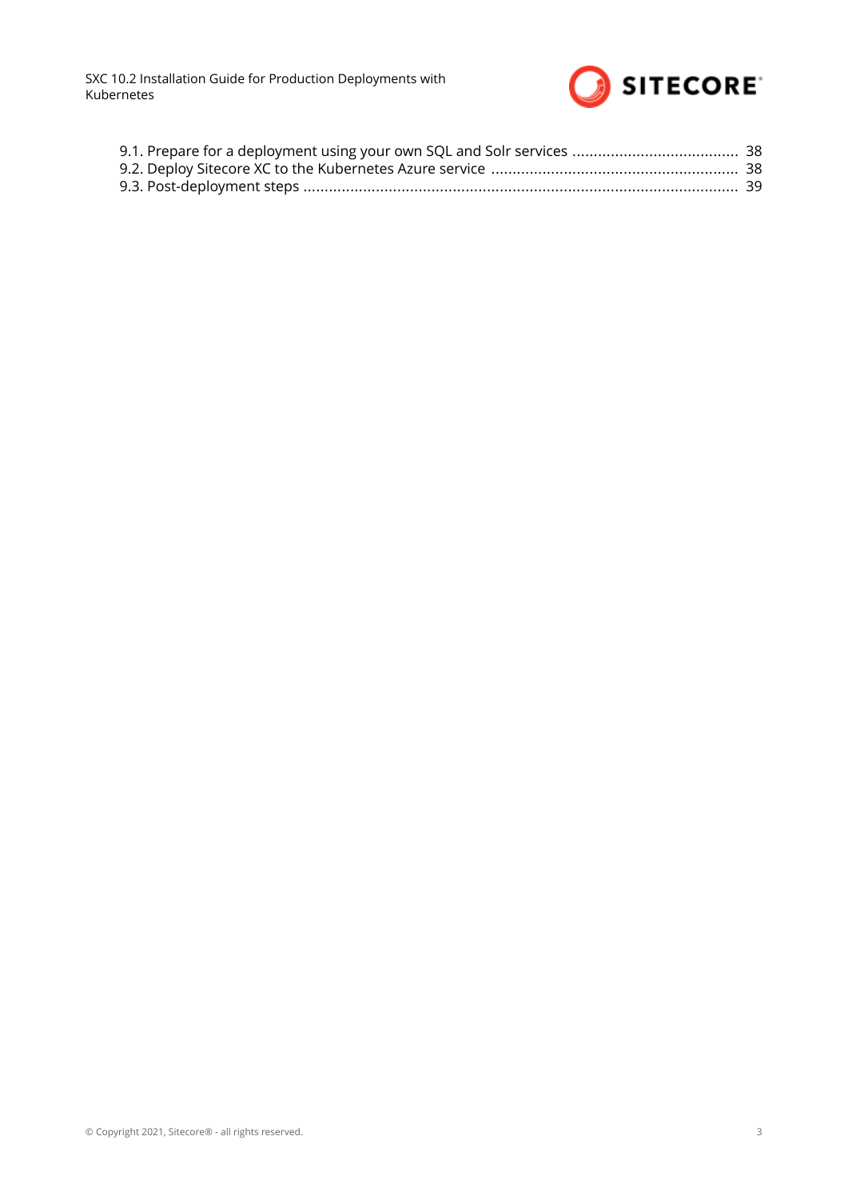- 9.1. Prepare for a deployment using your own SQL and Solr services ...................................... 38
- 9.2. Deploy Sitecore XC to the Kubernetes Azure service ......................................................... 38
- 9.3. Post-deployment steps ............................................................................................ 39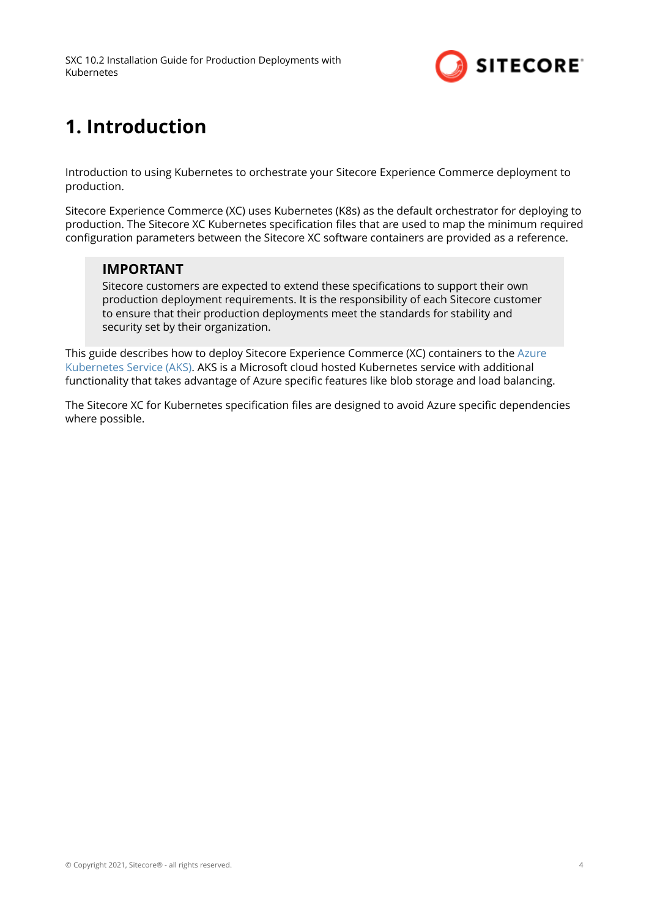# 1. Introduction

Introduction to using Kubernetes to orchestrate your Sitecore Experience Commerce deployment to production.

Sitecore Experience Commerce (XC) uses Kubernetes (K8s) as the default orchestrator for deploying to production. The Sitecore XC Kubernetes specification files that are used to map the minimum required configuration parameters between the Sitecore XC software containers are provided as a reference.

> **IMPORTANT**
>
> Sitecore customers are expected to extend these specifications to support their own production deployment requirements. It is the responsibility of each Sitecore customer to ensure that their production deployments meet the standards for stability and security set by their organization.

This guide describes how to deploy Sitecore Experience Commerce (XC) containers to the Azure Kubernetes Service (AKS). AKS is a Microsoft cloud hosted Kubernetes service with additional functionality that takes advantage of Azure specific features like blob storage and load balancing.

The Sitecore XC for Kubernetes specification files are designed to avoid Azure specific dependencies where possible.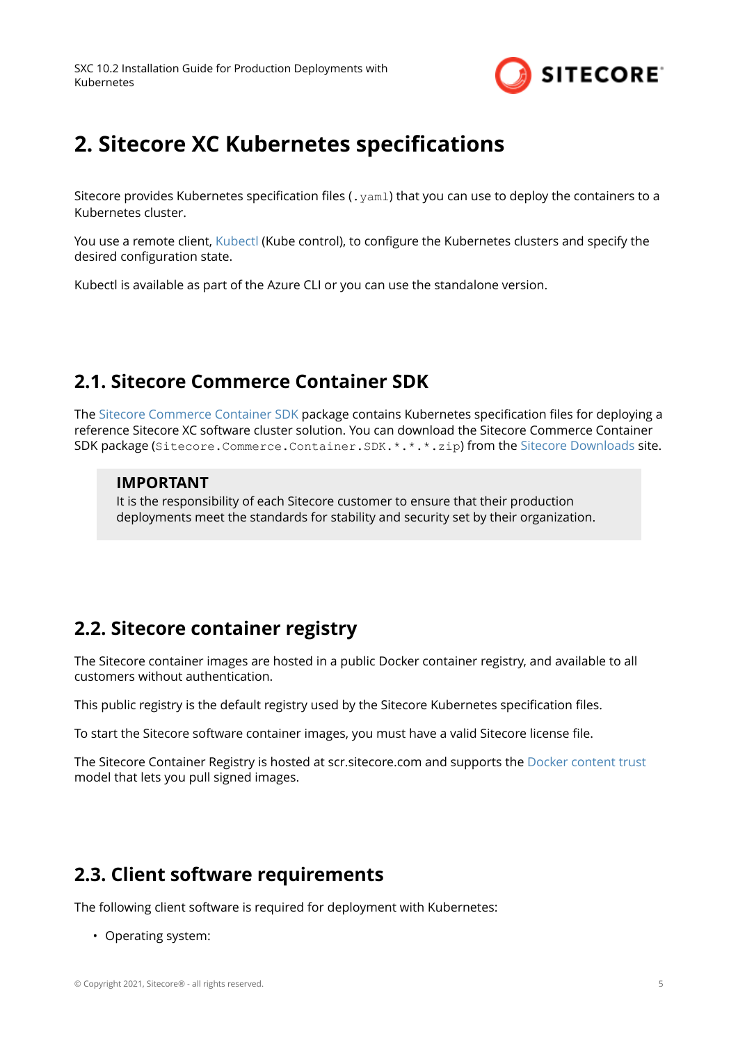# 2. Sitecore XC Kubernetes specifications

Sitecore provides Kubernetes specification files (`.yaml`) that you can use to deploy the containers to a Kubernetes cluster.

You use a remote client, Kubectl (Kube control), to configure the Kubernetes clusters and specify the desired configuration state.

Kubectl is available as part of the Azure CLI or you can use the standalone version.

## 2.1. Sitecore Commerce Container SDK

The Sitecore Commerce Container SDK package contains Kubernetes specification files for deploying a reference Sitecore XC software cluster solution. You can download the Sitecore Commerce Container SDK package (`Sitecore.Commerce.Container.SDK.*.*.*.zip`) from the Sitecore Downloads site.

> **IMPORTANT**
> It is the responsibility of each Sitecore customer to ensure that their production deployments meet the standards for stability and security set by their organization.

## 2.2. Sitecore container registry

The Sitecore container images are hosted in a public Docker container registry, and available to all customers without authentication.

This public registry is the default registry used by the Sitecore Kubernetes specification files.

To start the Sitecore software container images, you must have a valid Sitecore license file.

The Sitecore Container Registry is hosted at scr.sitecore.com and supports the Docker content trust model that lets you pull signed images.

## 2.3. Client software requirements

The following client software is required for deployment with Kubernetes:

- Operating system: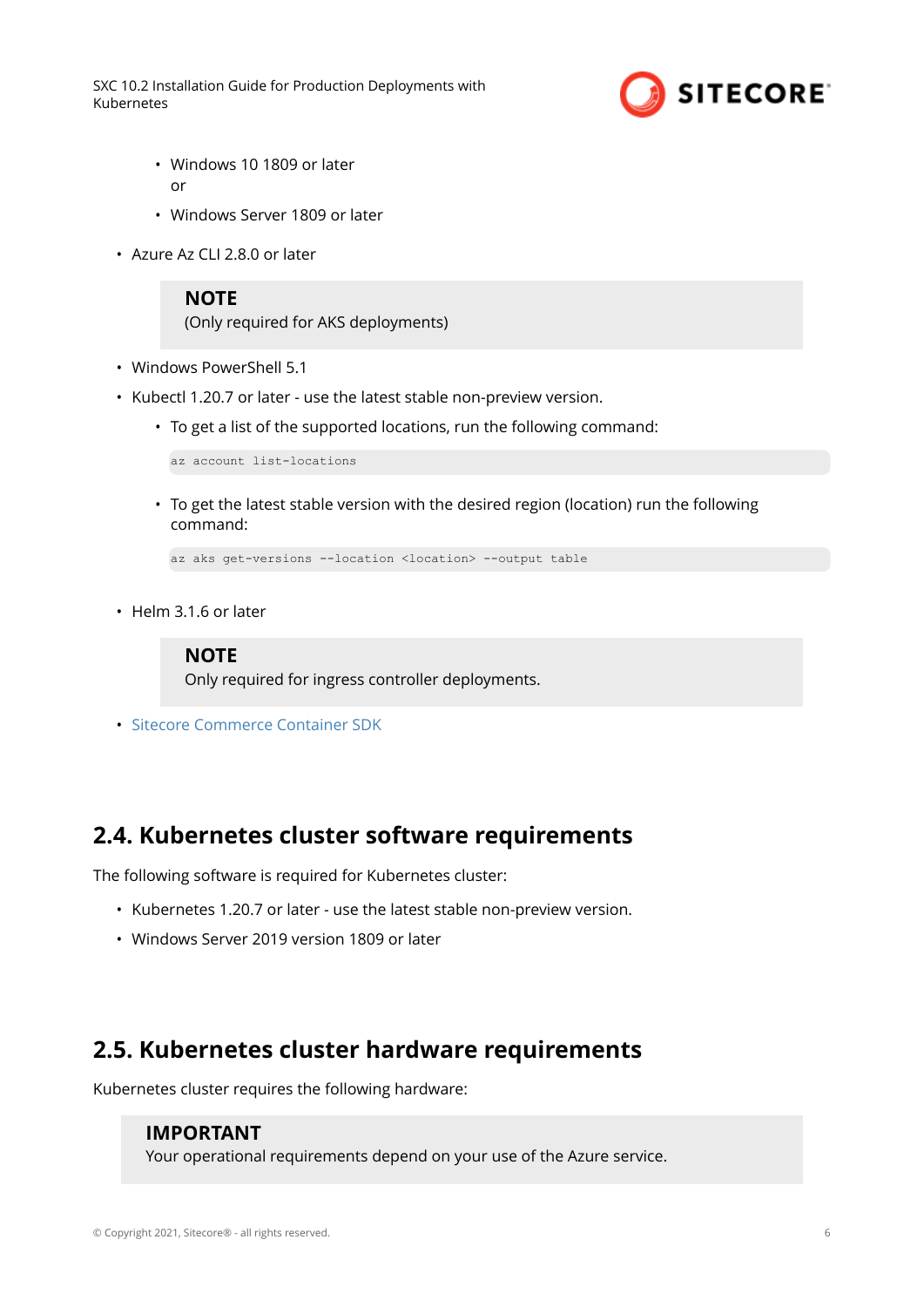- Windows 10 1809 or later
    or
  - Windows Server 1809 or later

- Azure Az CLI 2.8.0 or later

  > **NOTE**
  > (Only required for AKS deployments)

- Windows PowerShell 5.1
- Kubectl 1.20.7 or later - use the latest stable non-preview version.
  - To get a list of the supported locations, run the following command:

    ```
    az account list-locations
    ```

  - To get the latest stable version with the desired region (location) run the following command:

    ```
    az aks get-versions --location <location> --output table
    ```

- Helm 3.1.6 or later

  > **NOTE**
  > Only required for ingress controller deployments.

- Sitecore Commerce Container SDK

## 2.4. Kubernetes cluster software requirements

The following software is required for Kubernetes cluster:

- Kubernetes 1.20.7 or later - use the latest stable non-preview version.
- Windows Server 2019 version 1809 or later

## 2.5. Kubernetes cluster hardware requirements

Kubernetes cluster requires the following hardware:

> **IMPORTANT**
> Your operational requirements depend on your use of the Azure service.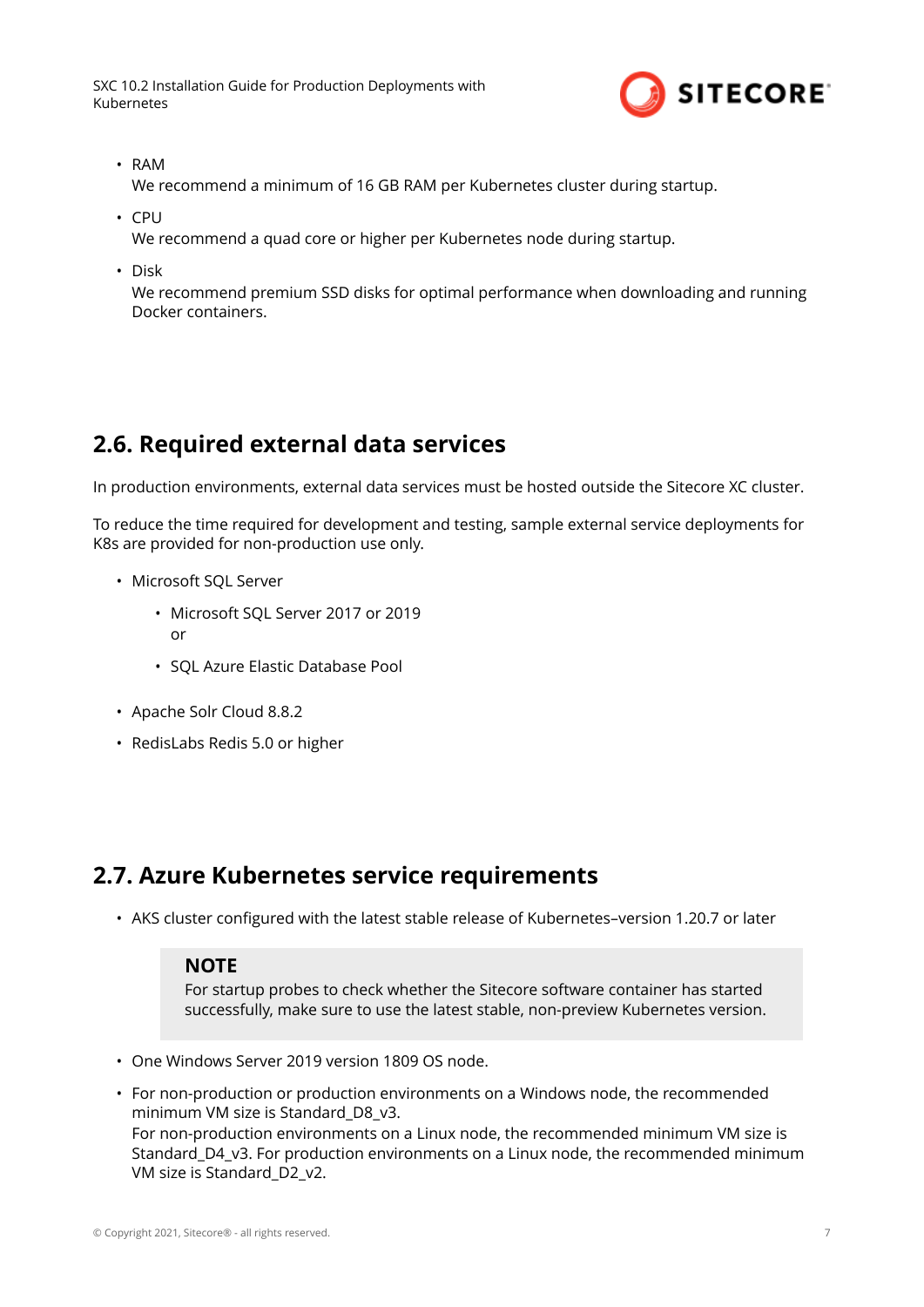- RAM
  We recommend a minimum of 16 GB RAM per Kubernetes cluster during startup.
- CPU
  We recommend a quad core or higher per Kubernetes node during startup.
- Disk
  We recommend premium SSD disks for optimal performance when downloading and running Docker containers.

## 2.6. Required external data services

In production environments, external data services must be hosted outside the Sitecore XC cluster.

To reduce the time required for development and testing, sample external service deployments for K8s are provided for non-production use only.

- Microsoft SQL Server
  - Microsoft SQL Server 2017 or 2019
    or
  - SQL Azure Elastic Database Pool
- Apache Solr Cloud 8.8.2
- RedisLabs Redis 5.0 or higher

## 2.7. Azure Kubernetes service requirements

- AKS cluster configured with the latest stable release of Kubernetes–version 1.20.7 or later

> **NOTE**
> For startup probes to check whether the Sitecore software container has started successfully, make sure to use the latest stable, non-preview Kubernetes version.

- One Windows Server 2019 version 1809 OS node.
- For non-production or production environments on a Windows node, the recommended minimum VM size is Standard_D8_v3.
  For non-production environments on a Linux node, the recommended minimum VM size is Standard_D4_v3. For production environments on a Linux node, the recommended minimum VM size is Standard_D2_v2.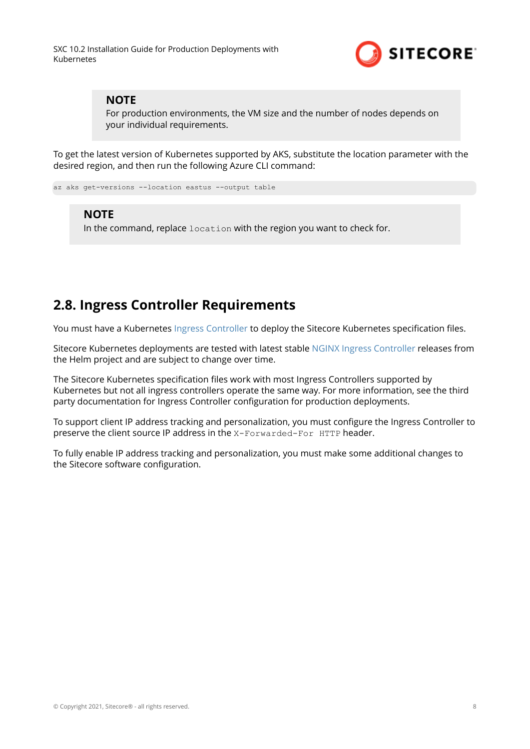> **NOTE**
> For production environments, the VM size and the number of nodes depends on your individual requirements.

To get the latest version of Kubernetes supported by AKS, substitute the location parameter with the desired region, and then run the following Azure CLI command:

```
az aks get-versions --location eastus --output table
```

> **NOTE**
> In the command, replace `location` with the region you want to check for.

## 2.8. Ingress Controller Requirements

You must have a Kubernetes Ingress Controller to deploy the Sitecore Kubernetes specification files.

Sitecore Kubernetes deployments are tested with latest stable NGINX Ingress Controller releases from the Helm project and are subject to change over time.

The Sitecore Kubernetes specification files work with most Ingress Controllers supported by Kubernetes but not all ingress controllers operate the same way. For more information, see the third party documentation for Ingress Controller configuration for production deployments.

To support client IP address tracking and personalization, you must configure the Ingress Controller to preserve the client source IP address in the `X-Forwarded-For HTTP` header.

To fully enable IP address tracking and personalization, you must make some additional changes to the Sitecore software configuration.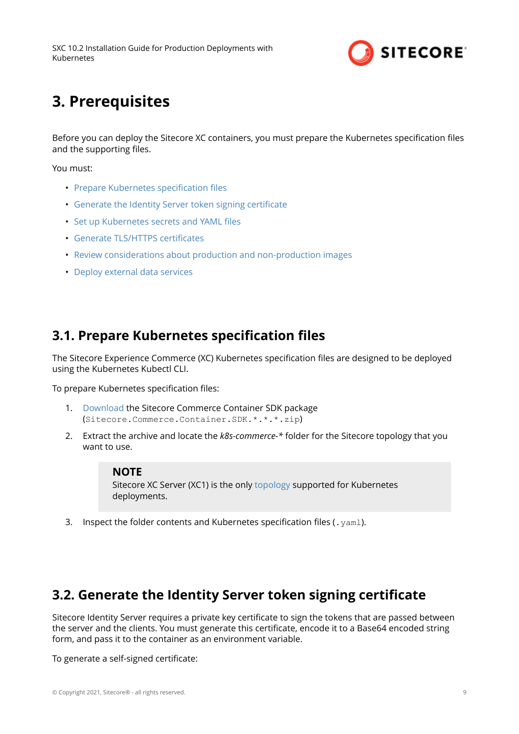# 3. Prerequisites

Before you can deploy the Sitecore XC containers, you must prepare the Kubernetes specification files and the supporting files.

You must:

- Prepare Kubernetes specification files
- Generate the Identity Server token signing certificate
- Set up Kubernetes secrets and YAML files
- Generate TLS/HTTPS certificates
- Review considerations about production and non-production images
- Deploy external data services

## 3.1. Prepare Kubernetes specification files

The Sitecore Experience Commerce (XC) Kubernetes specification files are designed to be deployed using the Kubernetes Kubectl CLI.

To prepare Kubernetes specification files:

1. Download the Sitecore Commerce Container SDK package (`Sitecore.Commerce.Container.SDK.*.*.*.zip`)
2. Extract the archive and locate the *k8s-commerce-** folder for the Sitecore topology that you want to use.

   > **NOTE**
   > Sitecore XC Server (XC1) is the only topology supported for Kubernetes deployments.

3. Inspect the folder contents and Kubernetes specification files (`.yaml`).

## 3.2. Generate the Identity Server token signing certificate

Sitecore Identity Server requires a private key certificate to sign the tokens that are passed between the server and the clients. You must generate this certificate, encode it to a Base64 encoded string form, and pass it to the container as an environment variable.

To generate a self-signed certificate: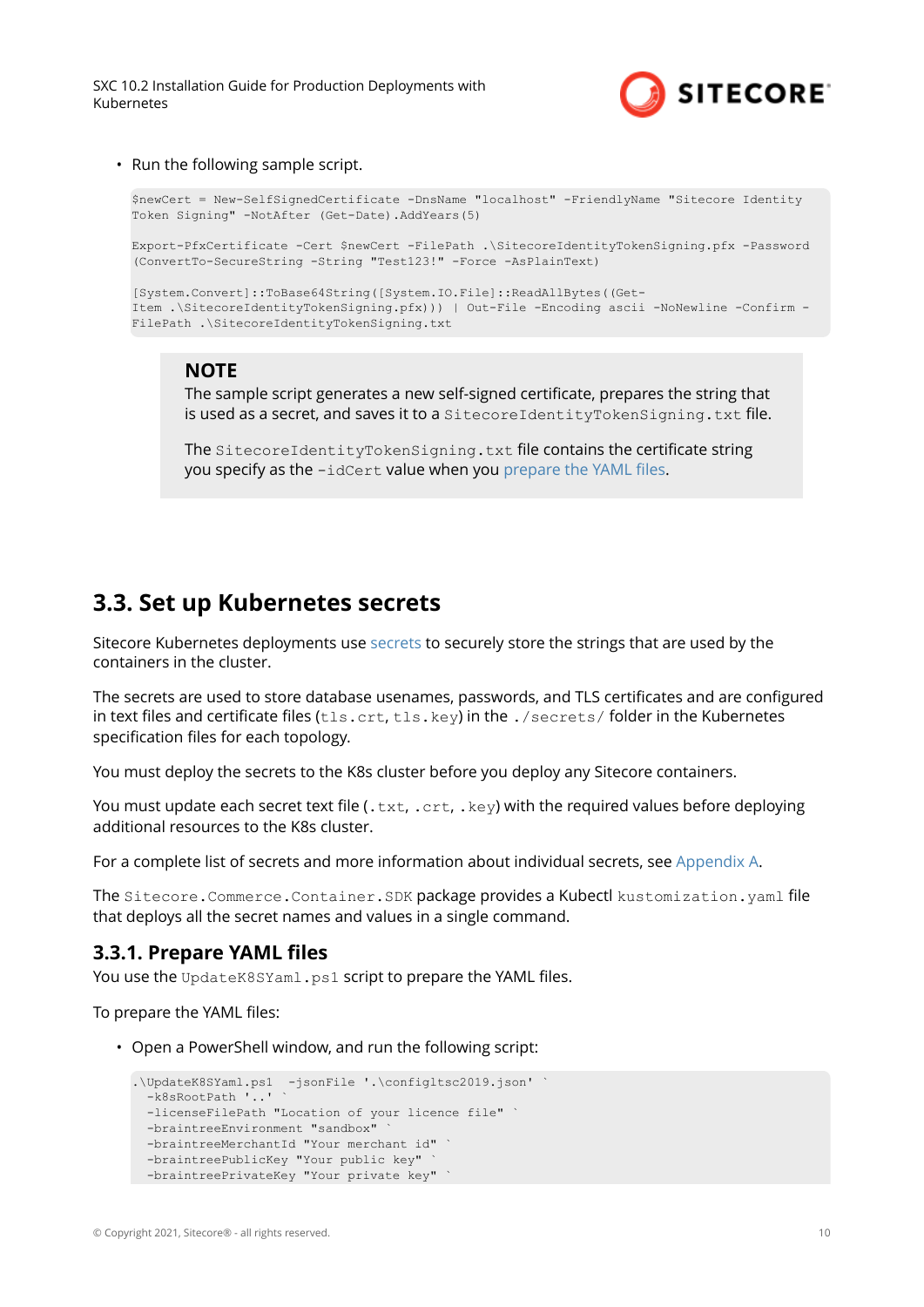- Run the following sample script.

```
$newCert = New-SelfSignedCertificate -DnsName "localhost" -FriendlyName "Sitecore Identity
Token Signing" -NotAfter (Get-Date).AddYears(5)

Export-PfxCertificate -Cert $newCert -FilePath .\SitecoreIdentityTokenSigning.pfx -Password
(ConvertTo-SecureString -String "Test123!" -Force -AsPlainText)

[System.Convert]::ToBase64String([System.IO.File]::ReadAllBytes((Get-
Item .\SitecoreIdentityTokenSigning.pfx))) | Out-File -Encoding ascii -NoNewline -Confirm -
FilePath .\SitecoreIdentityTokenSigning.txt
```

> **NOTE**
> The sample script generates a new self-signed certificate, prepares the string that is used as a secret, and saves it to a `SitecoreIdentityTokenSigning.txt` file.
>
> The `SitecoreIdentityTokenSigning.txt` file contains the certificate string you specify as the `-idCert` value when you prepare the YAML files.

## 3.3. Set up Kubernetes secrets

Sitecore Kubernetes deployments use secrets to securely store the strings that are used by the containers in the cluster.

The secrets are used to store database usenames, passwords, and TLS certificates and are configured in text files and certificate files (`tls.crt`, `tls.key`) in the `./secrets/` folder in the Kubernetes specification files for each topology.

You must deploy the secrets to the K8s cluster before you deploy any Sitecore containers.

You must update each secret text file (`.txt`, `.crt`, `.key`) with the required values before deploying additional resources to the K8s cluster.

For a complete list of secrets and more information about individual secrets, see Appendix A.

The `Sitecore.Commerce.Container.SDK` package provides a Kubectl `kustomization.yaml` file that deploys all the secret names and values in a single command.

### 3.3.1. Prepare YAML files

You use the `UpdateK8SYaml.ps1` script to prepare the YAML files.

To prepare the YAML files:

- Open a PowerShell window, and run the following script:

```
.\UpdateK8SYaml.ps1  -jsonFile '.\configltsc2019.json' `
  -k8sRootPath '..' `
  -licenseFilePath "Location of your licence file" `
  -braintreeEnvironment "sandbox" `
  -braintreeMerchantId "Your merchant id" `
  -braintreePublicKey "Your public key" `
  -braintreePrivateKey "Your private key" `
```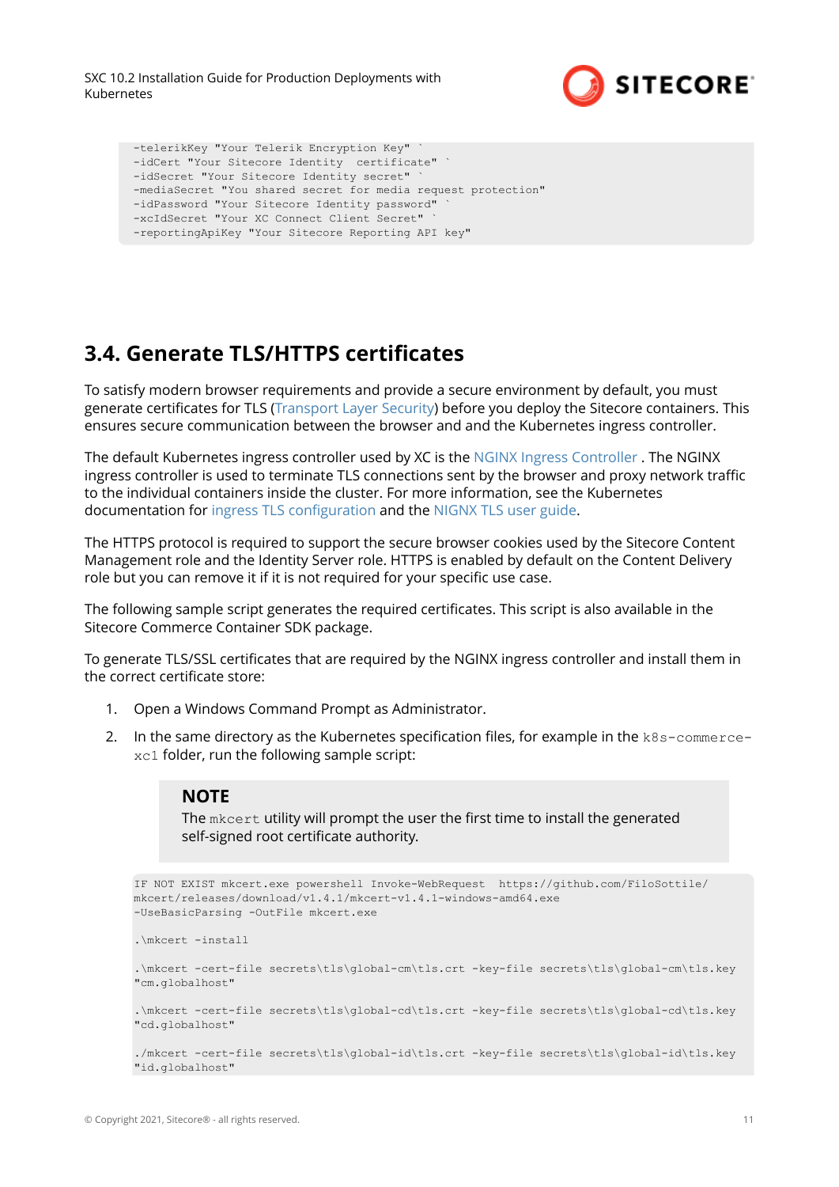```
-telerikKey "Your Telerik Encryption Key" `
-idCert "Your Sitecore Identity  certificate" `
-idSecret "Your Sitecore Identity secret" `
-mediaSecret "You shared secret for media request protection"
-idPassword "Your Sitecore Identity password" `
-xcIdSecret "Your XC Connect Client Secret" `
-reportingApiKey "Your Sitecore Reporting API key"
```

## 3.4. Generate TLS/HTTPS certificates

To satisfy modern browser requirements and provide a secure environment by default, you must generate certificates for TLS (Transport Layer Security) before you deploy the Sitecore containers. This ensures secure communication between the browser and and the Kubernetes ingress controller.

The default Kubernetes ingress controller used by XC is the NGINX Ingress Controller . The NGINX ingress controller is used to terminate TLS connections sent by the browser and proxy network traffic to the individual containers inside the cluster. For more information, see the Kubernetes documentation for ingress TLS configuration and the NIGNX TLS user guide.

The HTTPS protocol is required to support the secure browser cookies used by the Sitecore Content Management role and the Identity Server role. HTTPS is enabled by default on the Content Delivery role but you can remove it if it is not required for your specific use case.

The following sample script generates the required certificates. This script is also available in the Sitecore Commerce Container SDK package.

To generate TLS/SSL certificates that are required by the NGINX ingress controller and install them in the correct certificate store:

1. Open a Windows Command Prompt as Administrator.
2. In the same directory as the Kubernetes specification files, for example in the `k8s-commerce-xc1` folder, run the following sample script:

> **NOTE**
> The `mkcert` utility will prompt the user the first time to install the generated self-signed root certificate authority.

```
IF NOT EXIST mkcert.exe powershell Invoke-WebRequest  https://github.com/FiloSottile/
mkcert/releases/download/v1.4.1/mkcert-v1.4.1-windows-amd64.exe
-UseBasicParsing -OutFile mkcert.exe

.\mkcert -install

.\mkcert -cert-file secrets\tls\global-cm\tls.crt -key-file secrets\tls\global-cm\tls.key
"cm.globalhost"

.\mkcert -cert-file secrets\tls\global-cd\tls.crt -key-file secrets\tls\global-cd\tls.key
"cd.globalhost"

./mkcert -cert-file secrets\tls\global-id\tls.crt -key-file secrets\tls\global-id\tls.key
"id.globalhost"
```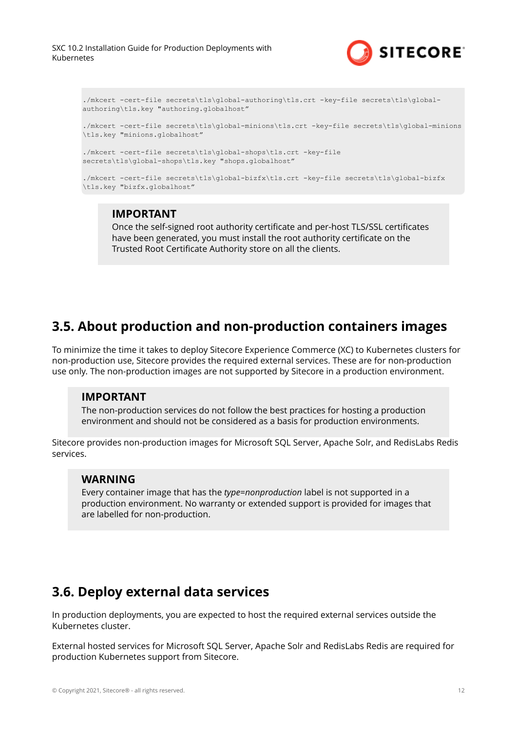```
./mkcert -cert-file secrets\tls\global-authoring\tls.crt -key-file secrets\tls\global-authoring\tls.key "authoring.globalhost"

./mkcert -cert-file secrets\tls\global-minions\tls.crt -key-file secrets\tls\global-minions\tls.key "minions.globalhost"

./mkcert -cert-file secrets\tls\global-shops\tls.crt -key-file secrets\tls\global-shops\tls.key "shops.globalhost"

./mkcert -cert-file secrets\tls\global-bizfx\tls.crt -key-file secrets\tls\global-bizfx\tls.key "bizfx.globalhost"
```

> **IMPORTANT**
> Once the self-signed root authority certificate and per-host TLS/SSL certificates have been generated, you must install the root authority certificate on the Trusted Root Certificate Authority store on all the clients.

## 3.5. About production and non-production containers images

To minimize the time it takes to deploy Sitecore Experience Commerce (XC) to Kubernetes clusters for non-production use, Sitecore provides the required external services. These are for non-production use only. The non-production images are not supported by Sitecore in a production environment.

> **IMPORTANT**
> The non-production services do not follow the best practices for hosting a production environment and should not be considered as a basis for production environments.

Sitecore provides non-production images for Microsoft SQL Server, Apache Solr, and RedisLabs Redis services.

> **WARNING**
> Every container image that has the *type=nonproduction* label is not supported in a production environment. No warranty or extended support is provided for images that are labelled for non-production.

## 3.6. Deploy external data services

In production deployments, you are expected to host the required external services outside the Kubernetes cluster.

External hosted services for Microsoft SQL Server, Apache Solr and RedisLabs Redis are required for production Kubernetes support from Sitecore.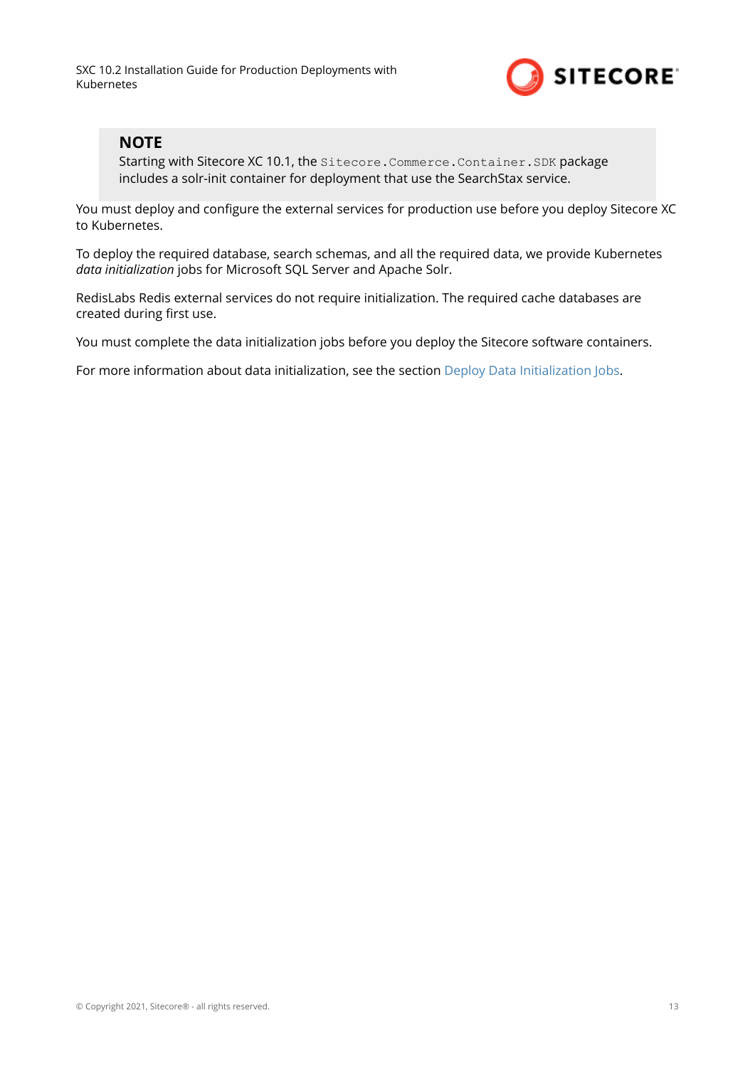> **NOTE**
> Starting with Sitecore XC 10.1, the `Sitecore.Commerce.Container.SDK` package includes a solr-init container for deployment that use the SearchStax service.

You must deploy and configure the external services for production use before you deploy Sitecore XC to Kubernetes.

To deploy the required database, search schemas, and all the required data, we provide Kubernetes *data initialization* jobs for Microsoft SQL Server and Apache Solr.

RedisLabs Redis external services do not require initialization. The required cache databases are created during first use.

You must complete the data initialization jobs before you deploy the Sitecore software containers.

For more information about data initialization, see the section Deploy Data Initialization Jobs.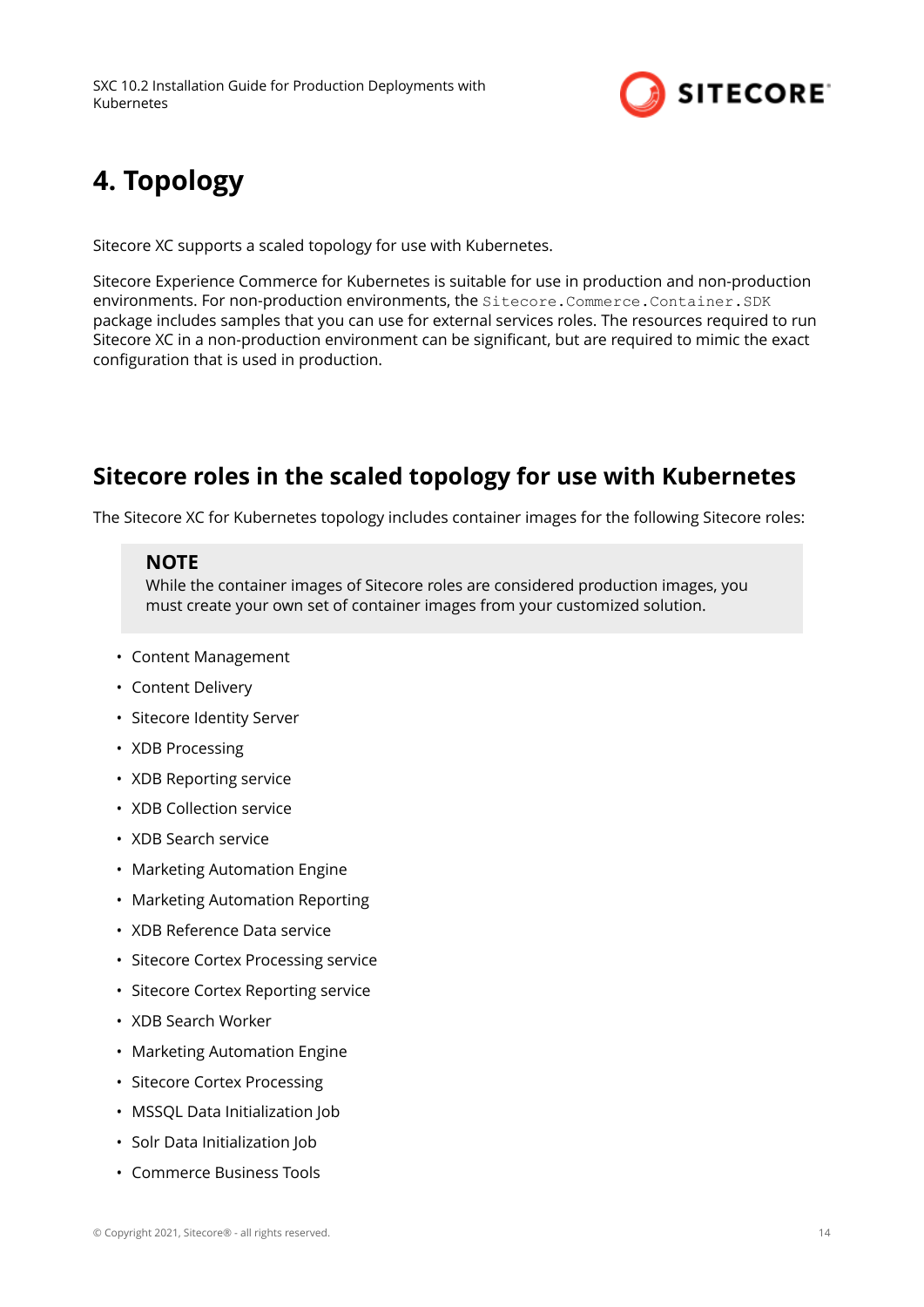# 4. Topology

Sitecore XC supports a scaled topology for use with Kubernetes.

Sitecore Experience Commerce for Kubernetes is suitable for use in production and non-production environments. For non-production environments, the `Sitecore.Commerce.Container.SDK` package includes samples that you can use for external services roles. The resources required to run Sitecore XC in a non-production environment can be significant, but are required to mimic the exact configuration that is used in production.

## Sitecore roles in the scaled topology for use with Kubernetes

The Sitecore XC for Kubernetes topology includes container images for the following Sitecore roles:

> **NOTE**
> While the container images of Sitecore roles are considered production images, you must create your own set of container images from your customized solution.

- Content Management
- Content Delivery
- Sitecore Identity Server
- XDB Processing
- XDB Reporting service
- XDB Collection service
- XDB Search service
- Marketing Automation Engine
- Marketing Automation Reporting
- XDB Reference Data service
- Sitecore Cortex Processing service
- Sitecore Cortex Reporting service
- XDB Search Worker
- Marketing Automation Engine
- Sitecore Cortex Processing
- MSSQL Data Initialization Job
- Solr Data Initialization Job
- Commerce Business Tools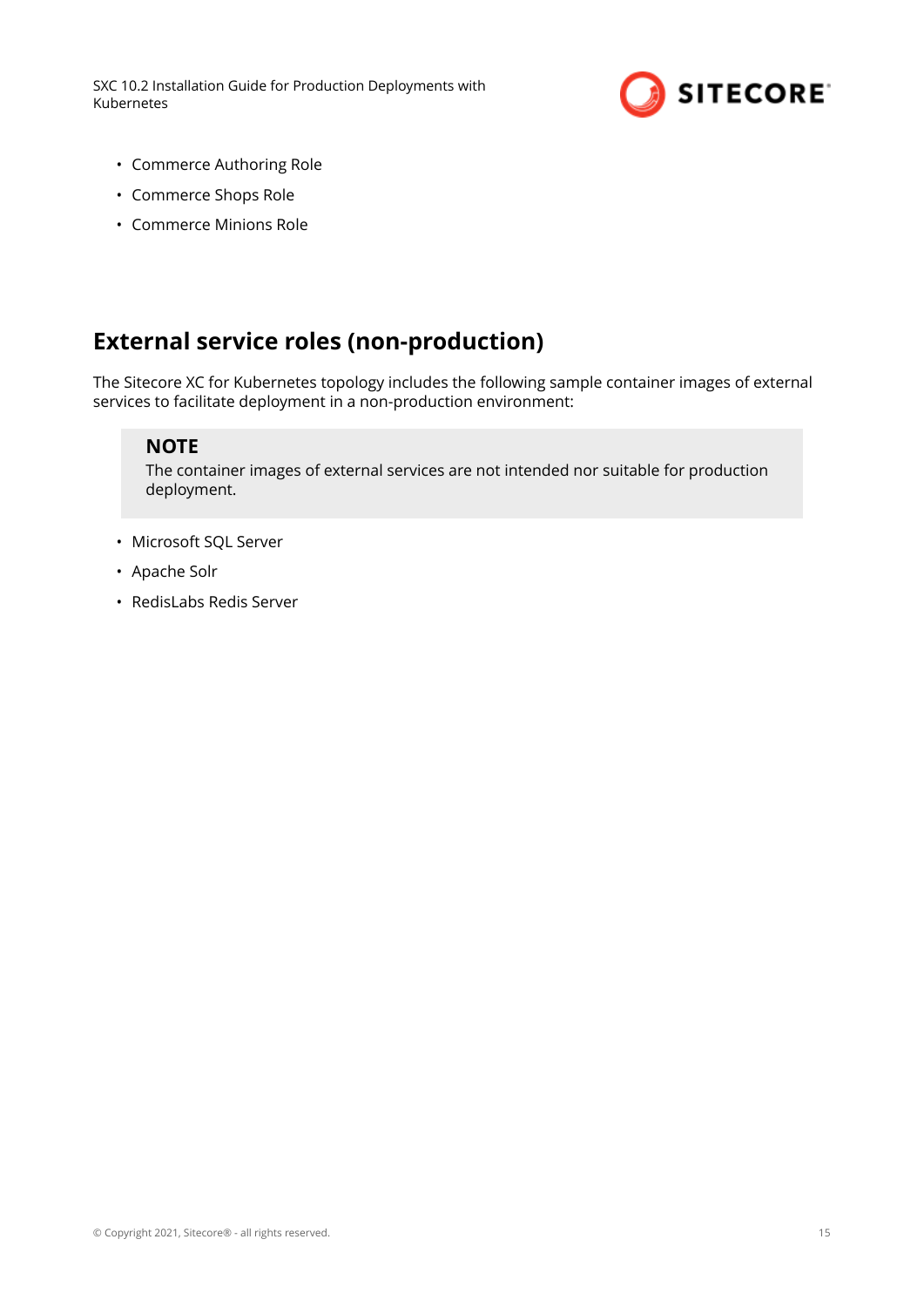- Commerce Authoring Role
- Commerce Shops Role
- Commerce Minions Role

## External service roles (non-production)

The Sitecore XC for Kubernetes topology includes the following sample container images of external services to facilitate deployment in a non-production environment:

> **NOTE**
> The container images of external services are not intended nor suitable for production deployment.

- Microsoft SQL Server
- Apache Solr
- RedisLabs Redis Server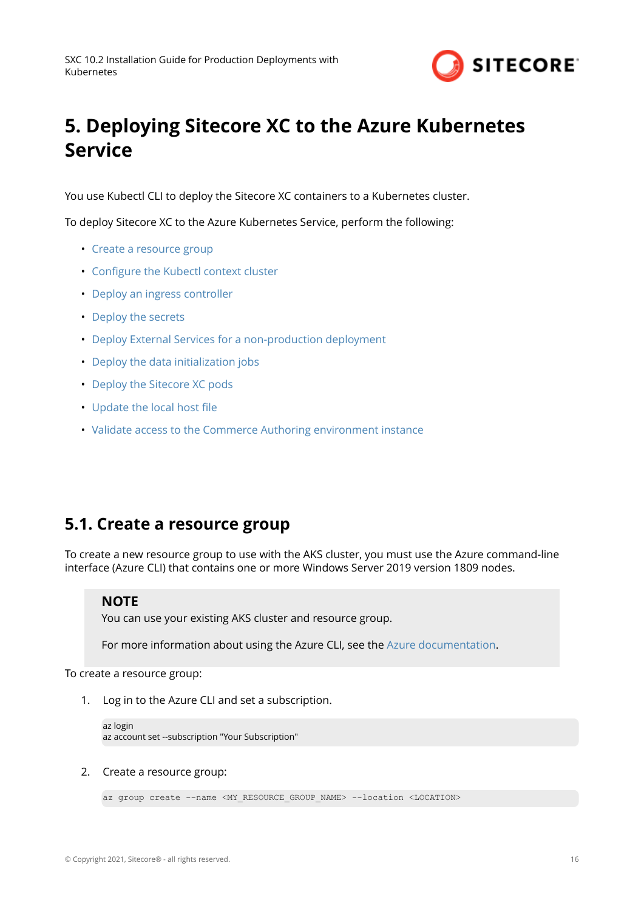# 5. Deploying Sitecore XC to the Azure Kubernetes Service

You use Kubectl CLI to deploy the Sitecore XC containers to a Kubernetes cluster.

To deploy Sitecore XC to the Azure Kubernetes Service, perform the following:

- Create a resource group
- Configure the Kubectl context cluster
- Deploy an ingress controller
- Deploy the secrets
- Deploy External Services for a non-production deployment
- Deploy the data initialization jobs
- Deploy the Sitecore XC pods
- Update the local host file
- Validate access to the Commerce Authoring environment instance

## 5.1. Create a resource group

To create a new resource group to use with the AKS cluster, you must use the Azure command-line interface (Azure CLI) that contains one or more Windows Server 2019 version 1809 nodes.

> **NOTE**
> You can use your existing AKS cluster and resource group.
>
> For more information about using the Azure CLI, see the Azure documentation.

To create a resource group:

1. Log in to the Azure CLI and set a subscription.

```
az login
az account set --subscription "Your Subscription"
```

2. Create a resource group:

```
az group create --name <MY_RESOURCE_GROUP_NAME> --location <LOCATION>
```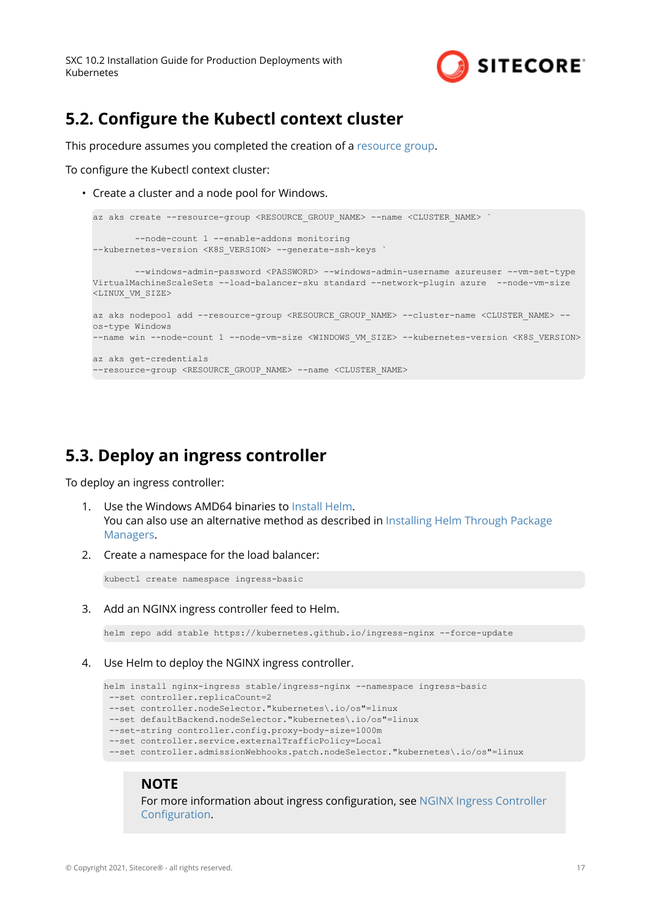## 5.2. Configure the Kubectl context cluster

This procedure assumes you completed the creation of a resource group.

To configure the Kubectl context cluster:

- Create a cluster and a node pool for Windows.

```
az aks create --resource-group <RESOURCE_GROUP_NAME> --name <CLUSTER_NAME> `

        --node-count 1 --enable-addons monitoring
--kubernetes-version <K8S_VERSION> --generate-ssh-keys `

        --windows-admin-password <PASSWORD> --windows-admin-username azureuser --vm-set-type
VirtualMachineScaleSets --load-balancer-sku standard --network-plugin azure  --node-vm-size
<LINUX_VM_SIZE>

az aks nodepool add --resource-group <RESOURCE_GROUP_NAME> --cluster-name <CLUSTER_NAME> --
os-type Windows
--name win --node-count 1 --node-vm-size <WINDOWS_VM_SIZE> --kubernetes-version <K8S_VERSION>

az aks get-credentials
--resource-group <RESOURCE_GROUP_NAME> --name <CLUSTER_NAME>
```

## 5.3. Deploy an ingress controller

To deploy an ingress controller:

1. Use the Windows AMD64 binaries to Install Helm.
   You can also use an alternative method as described in Installing Helm Through Package Managers.
2. Create a namespace for the load balancer:

   ```
   kubectl create namespace ingress-basic
   ```

3. Add an NGINX ingress controller feed to Helm.

   ```
   helm repo add stable https://kubernetes.github.io/ingress-nginx --force-update
   ```

4. Use Helm to deploy the NGINX ingress controller.

   ```
   helm install nginx-ingress stable/ingress-nginx --namespace ingress-basic
    --set controller.replicaCount=2
    --set controller.nodeSelector."kubernetes\.io/os"=linux
    --set defaultBackend.nodeSelector."kubernetes\.io/os"=linux
    --set-string controller.config.proxy-body-size=1000m
    --set controller.service.externalTrafficPolicy=Local
    --set controller.admissionWebhooks.patch.nodeSelector."kubernetes\.io/os"=linux
   ```

> **NOTE**
> For more information about ingress configuration, see NGINX Ingress Controller Configuration.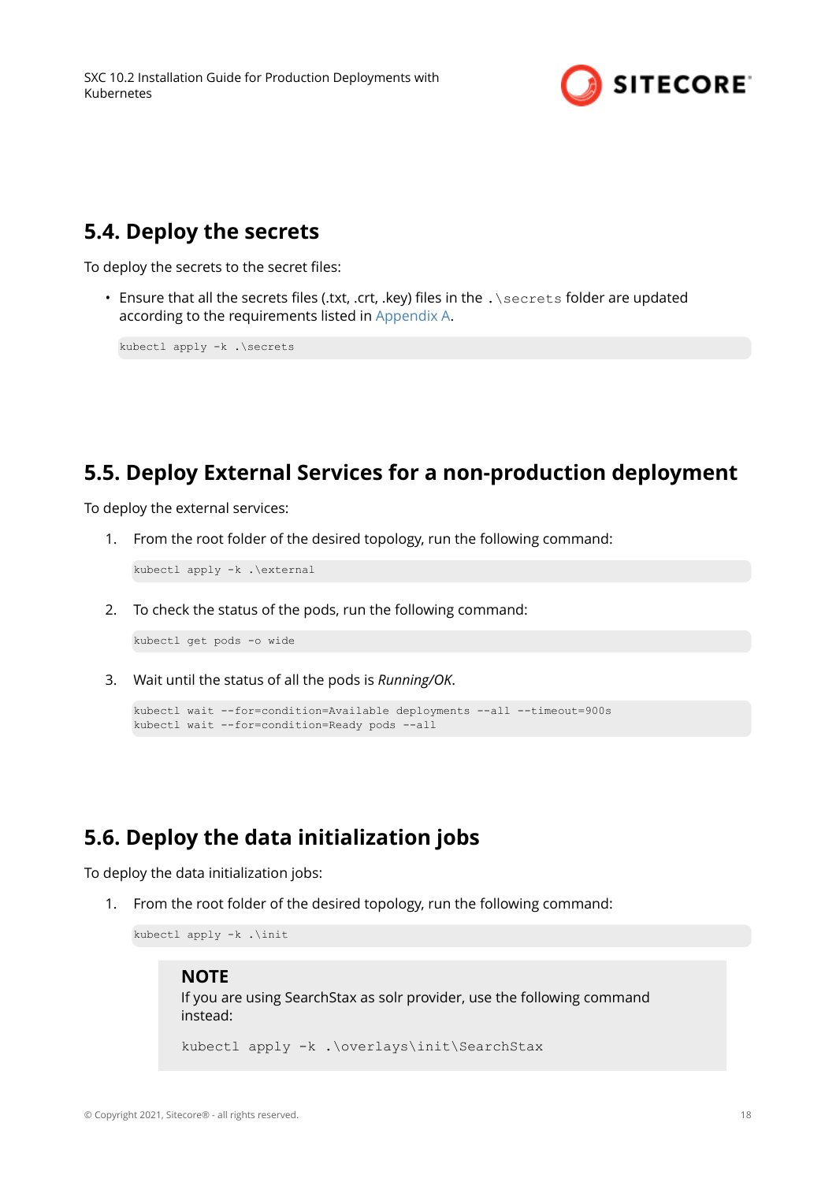## 5.4. Deploy the secrets

To deploy the secrets to the secret files:

- Ensure that all the secrets files (.txt, .crt, .key) files in the `.\secrets` folder are updated according to the requirements listed in Appendix A.

```
kubectl apply -k .\secrets
```

## 5.5. Deploy External Services for a non-production deployment

To deploy the external services:

1. From the root folder of the desired topology, run the following command:

```
kubectl apply -k .\external
```

2. To check the status of the pods, run the following command:

```
kubectl get pods -o wide
```

3. Wait until the status of all the pods is *Running/OK*.

```
kubectl wait --for=condition=Available deployments --all --timeout=900s
kubectl wait --for=condition=Ready pods --all
```

## 5.6. Deploy the data initialization jobs

To deploy the data initialization jobs:

1. From the root folder of the desired topology, run the following command:

```
kubectl apply -k .\init
```

> **NOTE**
> If you are using SearchStax as solr provider, use the following command instead:
>
> ```
> kubectl apply -k .\overlays\init\SearchStax
> ```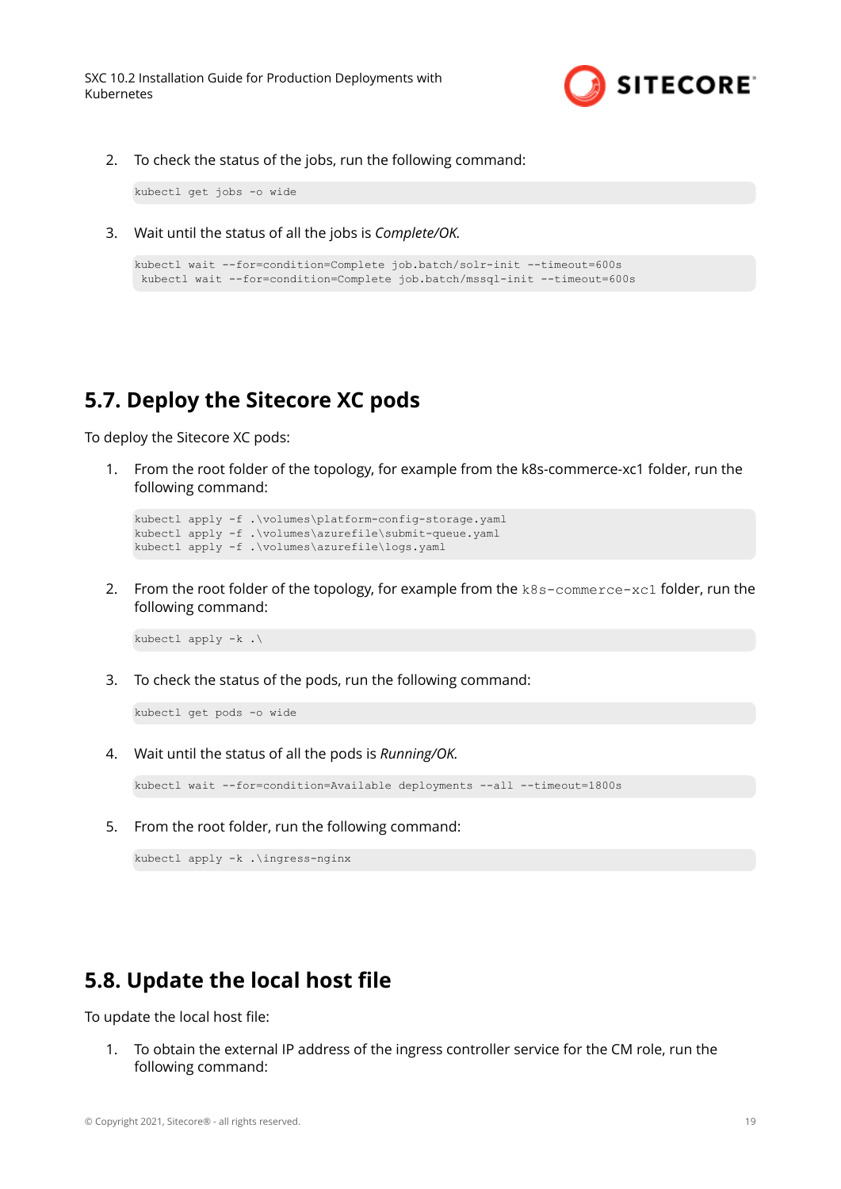2. To check the status of the jobs, run the following command:

```
kubectl get jobs -o wide
```

3. Wait until the status of all the jobs is *Complete/OK.*

```
kubectl wait --for=condition=Complete job.batch/solr-init --timeout=600s
 kubectl wait --for=condition=Complete job.batch/mssql-init --timeout=600s
```

## 5.7. Deploy the Sitecore XC pods

To deploy the Sitecore XC pods:

1. From the root folder of the topology, for example from the k8s-commerce-xc1 folder, run the following command:

```
kubectl apply -f .\volumes\platform-config-storage.yaml
kubectl apply -f .\volumes\azurefile\submit-queue.yaml
kubectl apply -f .\volumes\azurefile\logs.yaml
```

2. From the root folder of the topology, for example from the `k8s-commerce-xc1` folder, run the following command:

```
kubectl apply -k .\
```

3. To check the status of the pods, run the following command:

```
kubectl get pods -o wide
```

4. Wait until the status of all the pods is *Running/OK.*

```
kubectl wait --for=condition=Available deployments --all --timeout=1800s
```

5. From the root folder, run the following command:

```
kubectl apply -k .\ingress-nginx
```

## 5.8. Update the local host file

To update the local host file:

1. To obtain the external IP address of the ingress controller service for the CM role, run the following command: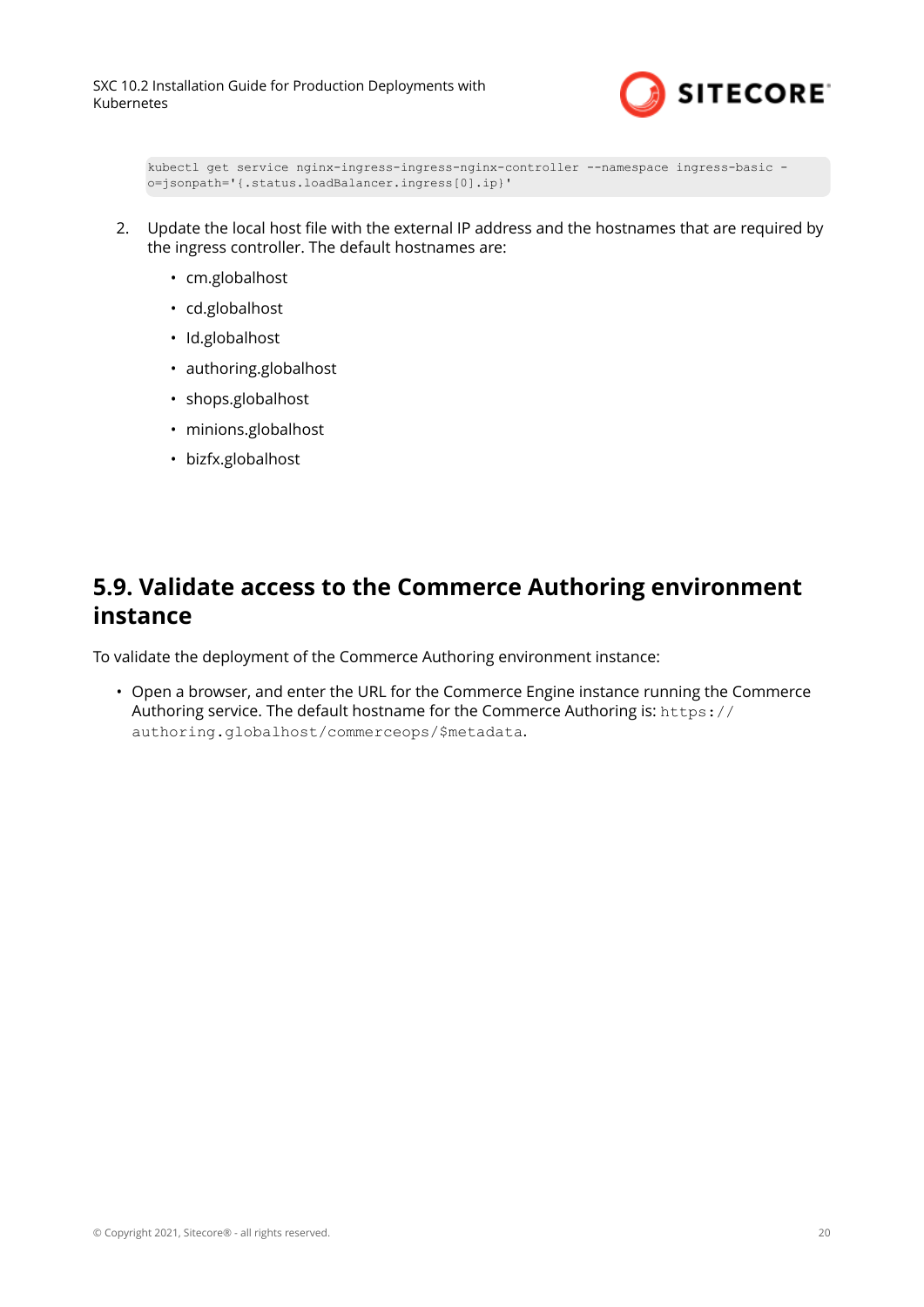```
kubectl get service nginx-ingress-ingress-nginx-controller --namespace ingress-basic -
o=jsonpath='{.status.loadBalancer.ingress[0].ip}'
```

2. Update the local host file with the external IP address and the hostnames that are required by the ingress controller. The default hostnames are:
   - cm.globalhost
   - cd.globalhost
   - Id.globalhost
   - authoring.globalhost
   - shops.globalhost
   - minions.globalhost
   - bizfx.globalhost

## 5.9. Validate access to the Commerce Authoring environment instance

To validate the deployment of the Commerce Authoring environment instance:

- Open a browser, and enter the URL for the Commerce Engine instance running the Commerce Authoring service. The default hostname for the Commerce Authoring is: `https://authoring.globalhost/commerceops/$metadata`.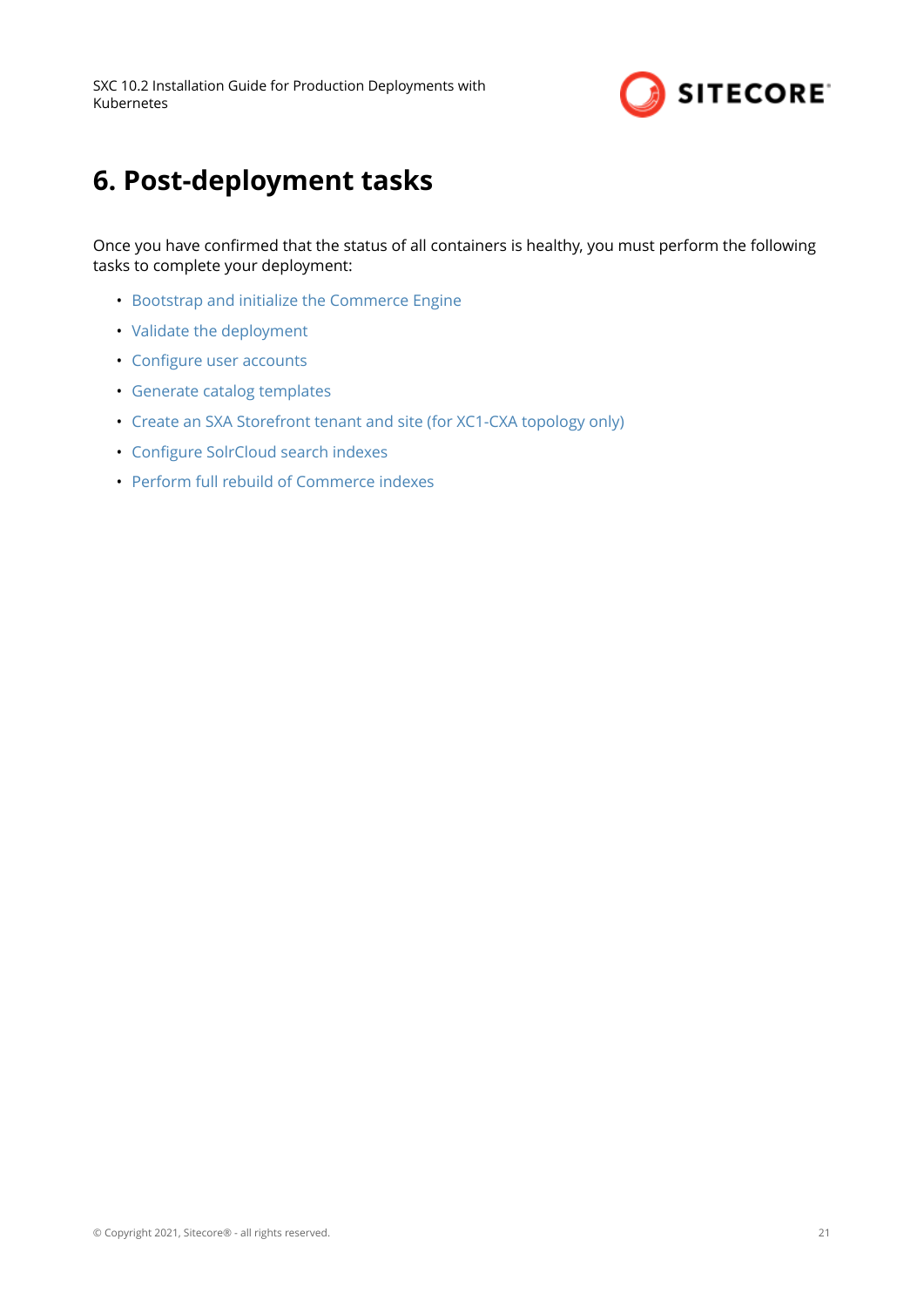# 6. Post-deployment tasks

Once you have confirmed that the status of all containers is healthy, you must perform the following tasks to complete your deployment:

- Bootstrap and initialize the Commerce Engine
- Validate the deployment
- Configure user accounts
- Generate catalog templates
- Create an SXA Storefront tenant and site (for XC1-CXA topology only)
- Configure SolrCloud search indexes
- Perform full rebuild of Commerce indexes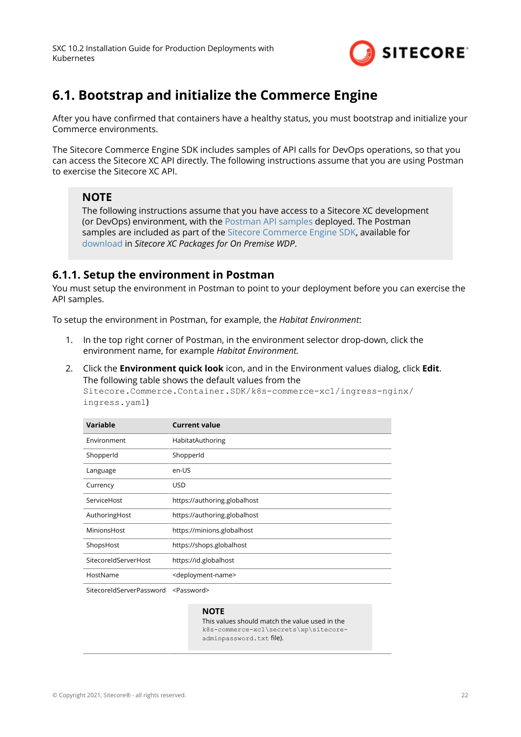# 6.1. Bootstrap and initialize the Commerce Engine

After you have confirmed that containers have a healthy status, you must bootstrap and initialize your Commerce environments.

The Sitecore Commerce Engine SDK includes samples of API calls for DevOps operations, so that you can access the Sitecore XC API directly. The following instructions assume that you are using Postman to exercise the Sitecore XC API.

> **NOTE**
> The following instructions assume that you have access to a Sitecore XC development (or DevOps) environment, with the Postman API samples deployed. The Postman samples are included as part of the Sitecore Commerce Engine SDK, available for download in *Sitecore XC Packages for On Premise WDP*.

## 6.1.1. Setup the environment in Postman

You must setup the environment in Postman to point to your deployment before you can exercise the API samples.

To setup the environment in Postman, for example, the *Habitat Environment*:

1. In the top right corner of Postman, in the environment selector drop-down, click the environment name, for example *Habitat Environment.*
2. Click the **Environment quick look** icon, and in the Environment values dialog, click **Edit**. The following table shows the default values from the `Sitecore.Commerce.Container.SDK/k8s-commerce-xc1/ingress-nginx/ingress.yaml`)

| Variable | Current value |
|---|---|
| Environment | HabitatAuthoring |
| ShopperId | ShopperId |
| Language | en-US |
| Currency | USD |
| ServiceHost | https://authoring.globalhost |
| AuthoringHost | https://authoring.globalhost |
| MinionsHost | https://minions.globalhost |
| ShopsHost | https://shops.globalhost |
| SitecoreIdServerHost | https://id.globalhost |
| HostName | <deployment-name> |
| SitecoreIdServerPassword | <Password><br><br>**NOTE**<br>This values should match the value used in the `k8s-commerce-xc1\secrets\xp\sitecore-adminpassword.txt` file). |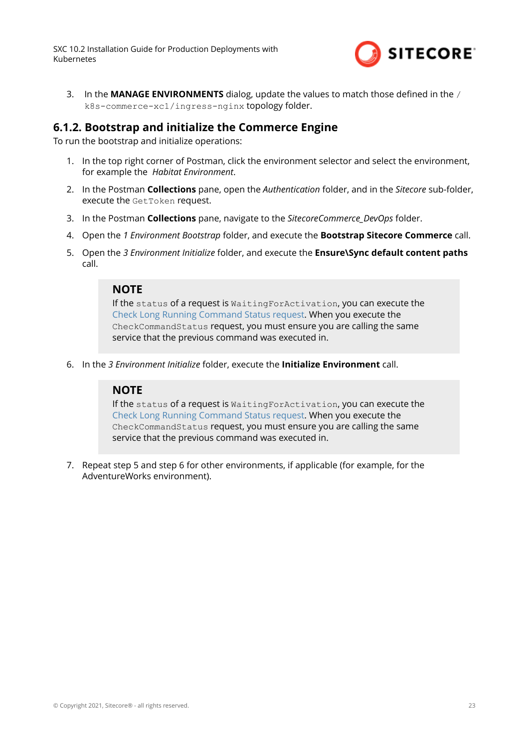3. In the **MANAGE ENVIRONMENTS** dialog, update the values to match those defined in the `/k8s-commerce-xc1/ingress-nginx` topology folder.

### 6.1.2. Bootstrap and initialize the Commerce Engine

To run the bootstrap and initialize operations:

1. In the top right corner of Postman, click the environment selector and select the environment, for example the *Habitat Environment*.
2. In the Postman **Collections** pane, open the *Authentication* folder, and in the *Sitecore* sub-folder, execute the `GetToken` request.
3. In the Postman **Collections** pane, navigate to the *SitecoreCommerce_DevOps* folder.
4. Open the *1 Environment Bootstrap* folder, and execute the **Bootstrap Sitecore Commerce** call.
5. Open the *3 Environment Initialize* folder, and execute the **Ensure\Sync default content paths** call.

   > **NOTE**
   >
   > If the `status` of a request is `WaitingForActivation`, you can execute the Check Long Running Command Status request. When you execute the `CheckCommandStatus` request, you must ensure you are calling the same service that the previous command was executed in.

6. In the *3 Environment Initialize* folder, execute the **Initialize Environment** call.

   > **NOTE**
   >
   > If the `status` of a request is `WaitingForActivation`, you can execute the Check Long Running Command Status request. When you execute the `CheckCommandStatus` request, you must ensure you are calling the same service that the previous command was executed in.

7. Repeat step 5 and step 6 for other environments, if applicable (for example, for the AdventureWorks environment).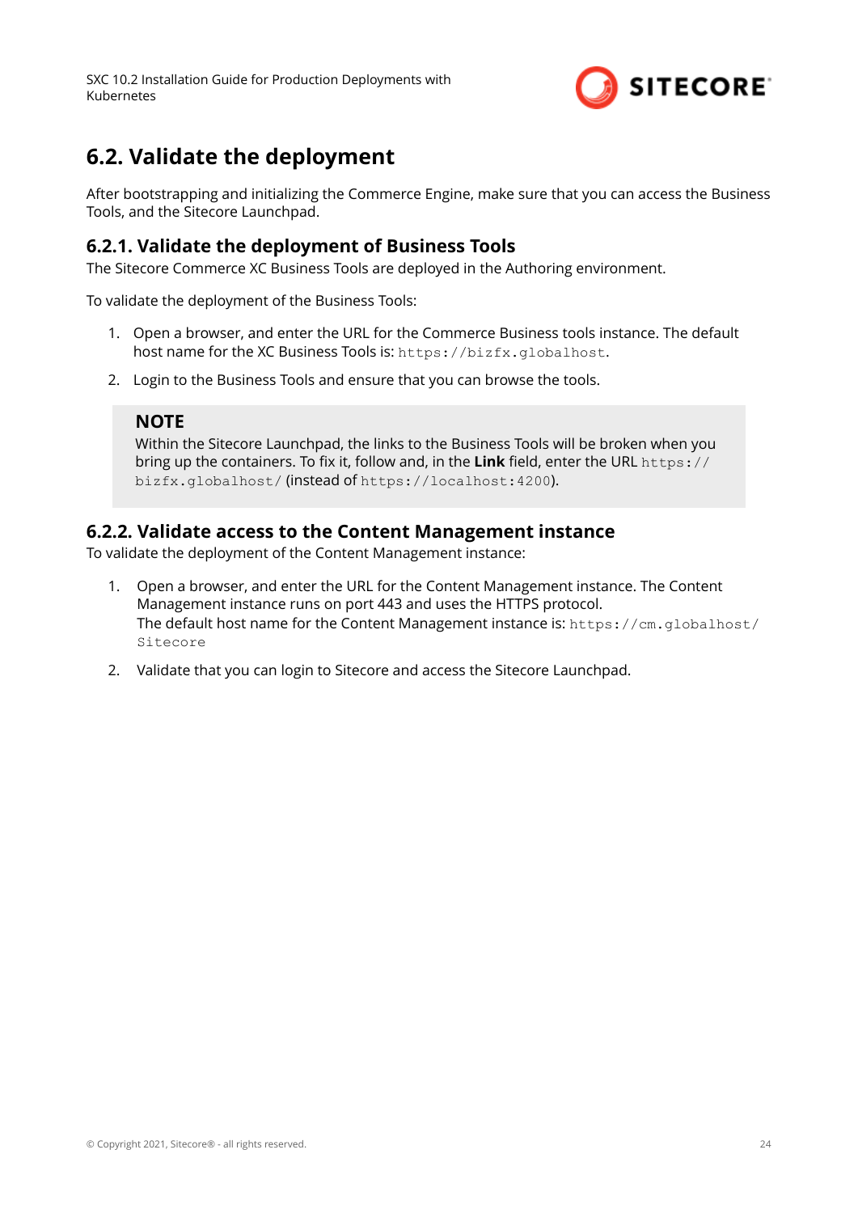## 6.2. Validate the deployment

After bootstrapping and initializing the Commerce Engine, make sure that you can access the Business Tools, and the Sitecore Launchpad.

### 6.2.1. Validate the deployment of Business Tools

The Sitecore Commerce XC Business Tools are deployed in the Authoring environment.

To validate the deployment of the Business Tools:

1. Open a browser, and enter the URL for the Commerce Business tools instance. The default host name for the XC Business Tools is: `https://bizfx.globalhost`.
2. Login to the Business Tools and ensure that you can browse the tools.

> **NOTE**
>
> Within the Sitecore Launchpad, the links to the Business Tools will be broken when you bring up the containers. To fix it, follow and, in the **Link** field, enter the URL `https://bizfx.globalhost/` (instead of `https://localhost:4200`).

### 6.2.2. Validate access to the Content Management instance

To validate the deployment of the Content Management instance:

1. Open a browser, and enter the URL for the Content Management instance. The Content Management instance runs on port 443 and uses the HTTPS protocol.
   The default host name for the Content Management instance is: `https://cm.globalhost/Sitecore`
2. Validate that you can login to Sitecore and access the Sitecore Launchpad.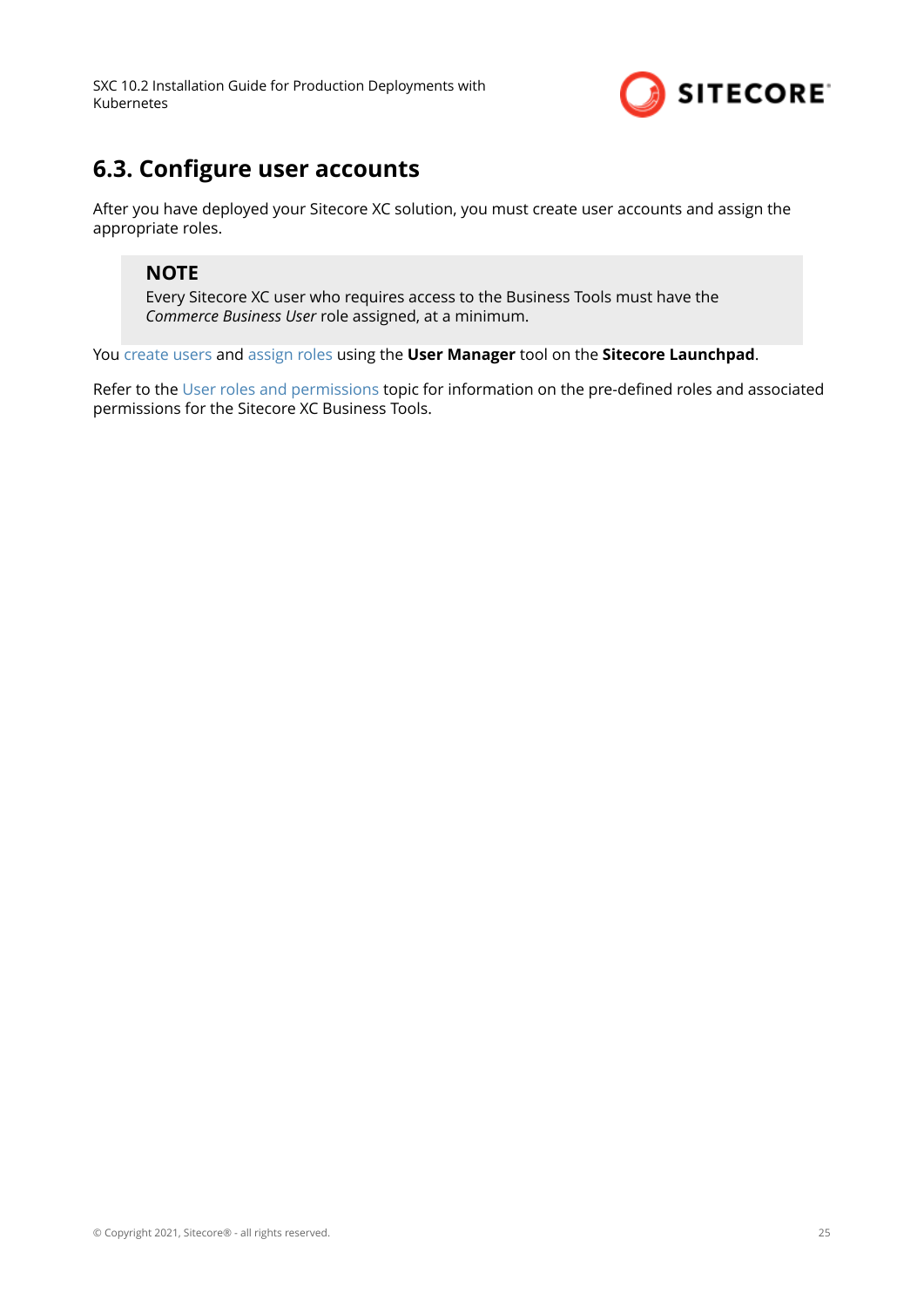## 6.3. Configure user accounts

After you have deployed your Sitecore XC solution, you must create user accounts and assign the appropriate roles.

> **NOTE**
> Every Sitecore XC user who requires access to the Business Tools must have the *Commerce Business User* role assigned, at a minimum.

You create users and assign roles using the **User Manager** tool on the **Sitecore Launchpad**.

Refer to the User roles and permissions topic for information on the pre-defined roles and associated permissions for the Sitecore XC Business Tools.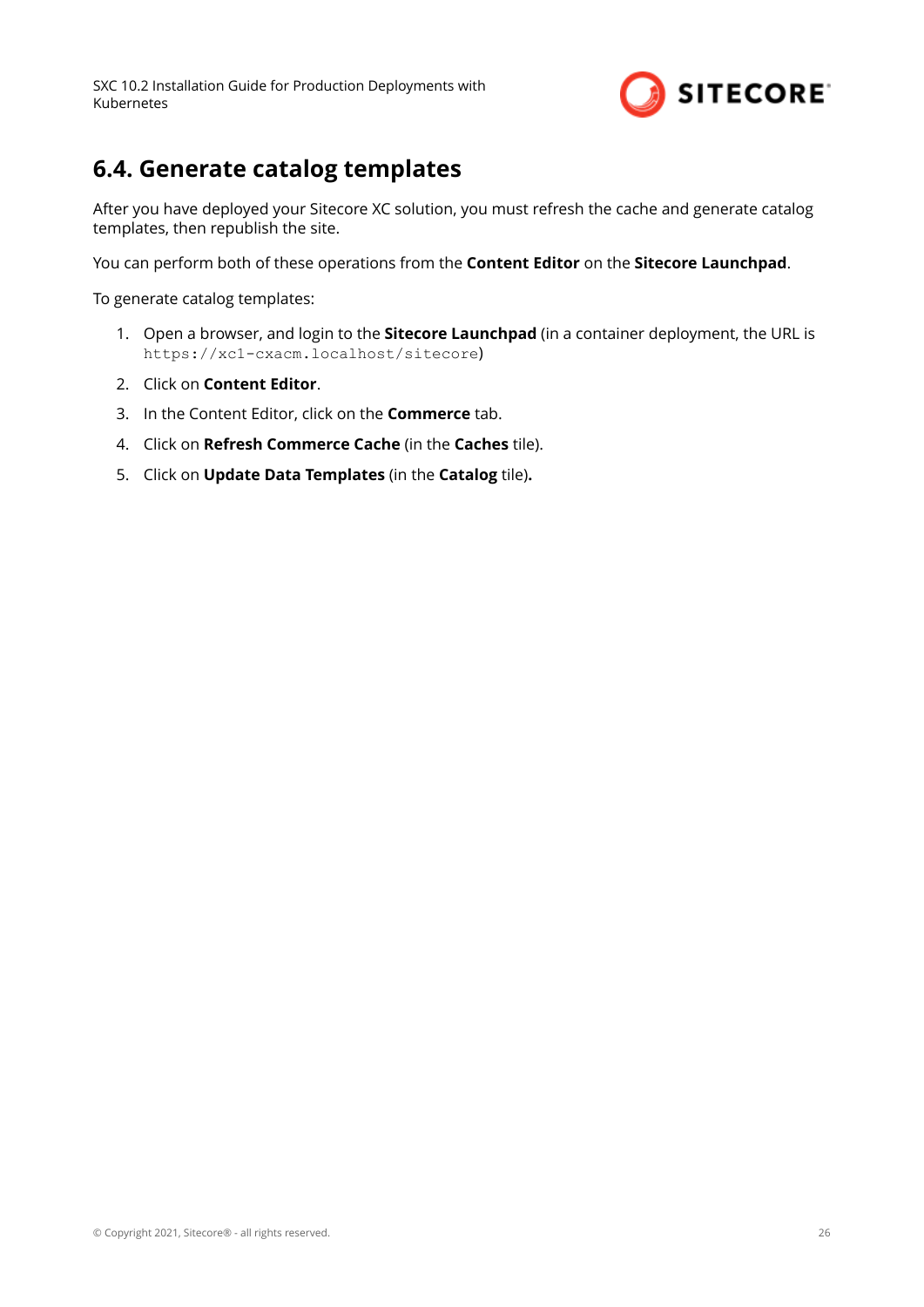## 6.4. Generate catalog templates

After you have deployed your Sitecore XC solution, you must refresh the cache and generate catalog templates, then republish the site.

You can perform both of these operations from the **Content Editor** on the **Sitecore Launchpad**.

To generate catalog templates:

1. Open a browser, and login to the **Sitecore Launchpad** (in a container deployment, the URL is `https://xc1-cxacm.localhost/sitecore`)
2. Click on **Content Editor**.
3. In the Content Editor, click on the **Commerce** tab.
4. Click on **Refresh Commerce Cache** (in the **Caches** tile).
5. Click on **Update Data Templates** (in the **Catalog** tile)**.**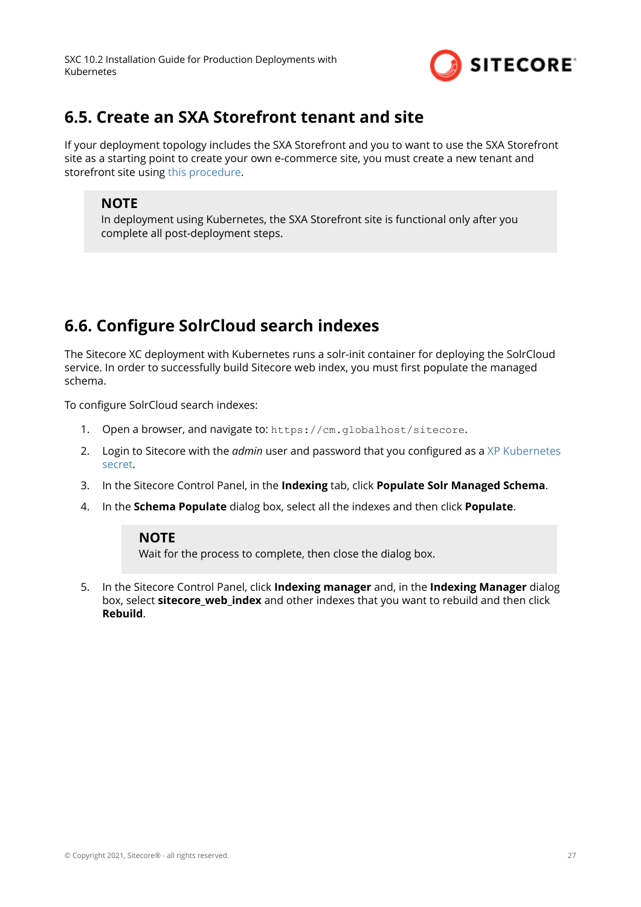## 6.5. Create an SXA Storefront tenant and site

If your deployment topology includes the SXA Storefront and you to want to use the SXA Storefront site as a starting point to create your own e-commerce site, you must create a new tenant and storefront site using this procedure.

> **NOTE**
> In deployment using Kubernetes, the SXA Storefront site is functional only after you complete all post-deployment steps.

## 6.6. Configure SolrCloud search indexes

The Sitecore XC deployment with Kubernetes runs a solr-init container for deploying the SolrCloud service. In order to successfully build Sitecore web index, you must first populate the managed schema.

To configure SolrCloud search indexes:

1. Open a browser, and navigate to: `https://cm.globalhost/sitecore`.
2. Login to Sitecore with the *admin* user and password that you configured as a XP Kubernetes secret.
3. In the Sitecore Control Panel, in the **Indexing** tab, click **Populate Solr Managed Schema**.
4. In the **Schema Populate** dialog box, select all the indexes and then click **Populate**.

   > **NOTE**
   > Wait for the process to complete, then close the dialog box.

5. In the Sitecore Control Panel, click **Indexing manager** and, in the **Indexing Manager** dialog box, select **sitecore_web_index** and other indexes that you want to rebuild and then click **Rebuild**.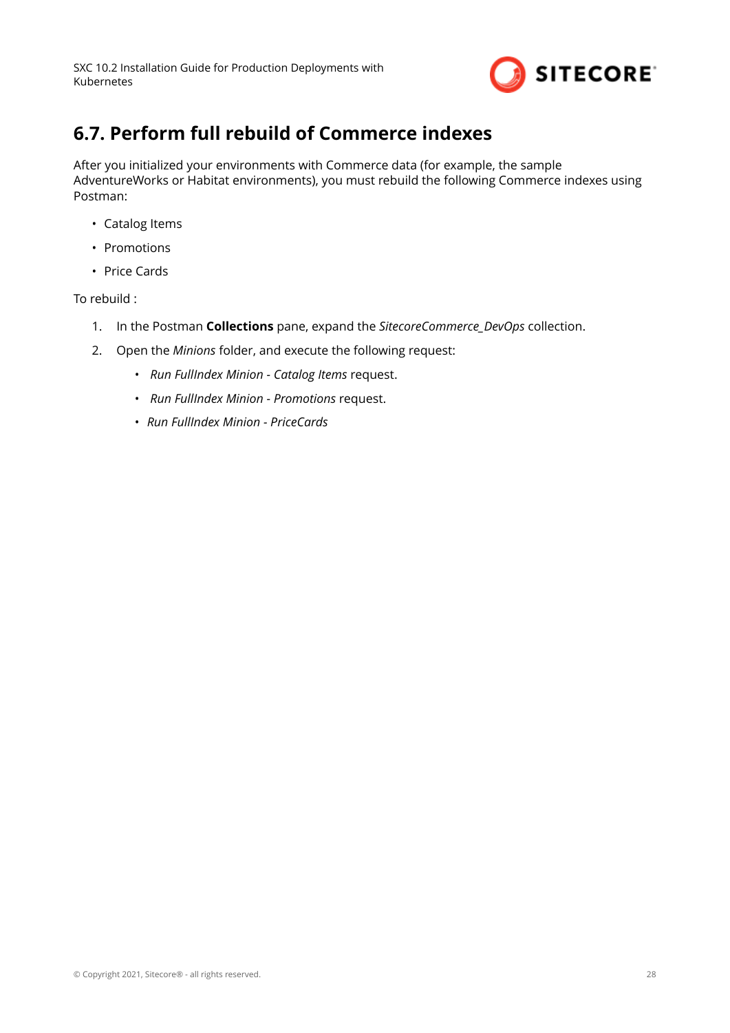## 6.7. Perform full rebuild of Commerce indexes

After you initialized your environments with Commerce data (for example, the sample AdventureWorks or Habitat environments), you must rebuild the following Commerce indexes using Postman:

- Catalog Items
- Promotions
- Price Cards

To rebuild :

1. In the Postman **Collections** pane, expand the *SitecoreCommerce_DevOps* collection.
2. Open the *Minions* folder, and execute the following request:
   - *Run FullIndex Minion - Catalog Items* request.
   - *Run FullIndex Minion - Promotions* request.
   - *Run FullIndex Minion - PriceCards*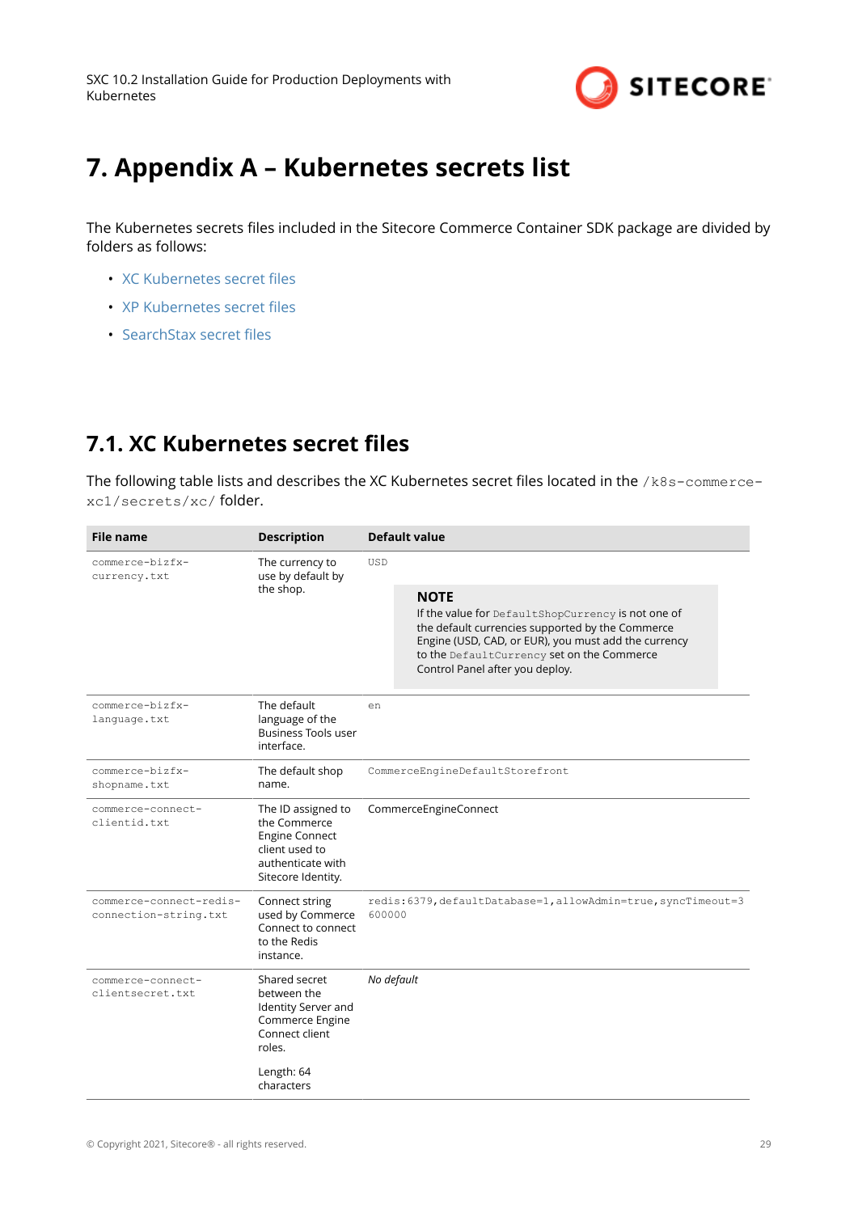# 7. Appendix A – Kubernetes secrets list

The Kubernetes secrets files included in the Sitecore Commerce Container SDK package are divided by folders as follows:

- XC Kubernetes secret files
- XP Kubernetes secret files
- SearchStax secret files

## 7.1. XC Kubernetes secret files

The following table lists and describes the XC Kubernetes secret files located in the `/k8s-commerce-xc1/secrets/xc/` folder.

| File name | Description | Default value |
|---|---|---|
| `commerce-bizfx-currency.txt` | The currency to use by default by the shop. | `USD`<br><br>**NOTE**<br>If the value for `DefaultShopCurrency` is not one of the default currencies supported by the Commerce Engine (USD, CAD, or EUR), you must add the currency to the `DefaultCurrency` set on the Commerce Control Panel after you deploy. |
| `commerce-bizfx-language.txt` | The default language of the Business Tools user interface. | `en` |
| `commerce-bizfx-shopname.txt` | The default shop name. | `CommerceEngineDefaultStorefront` |
| `commerce-connect-clientid.txt` | The ID assigned to the Commerce Engine Connect client used to authenticate with Sitecore Identity. | CommerceEngineConnect |
| `commerce-connect-redis-connection-string.txt` | Connect string used by Commerce Connect to connect to the Redis instance. | `redis:6379,defaultDatabase=1,allowAdmin=true,syncTimeout=3600000` |
| `commerce-connect-clientsecret.txt` | Shared secret between the Identity Server and Commerce Engine Connect client roles.<br><br>Length: 64 characters | *No default* |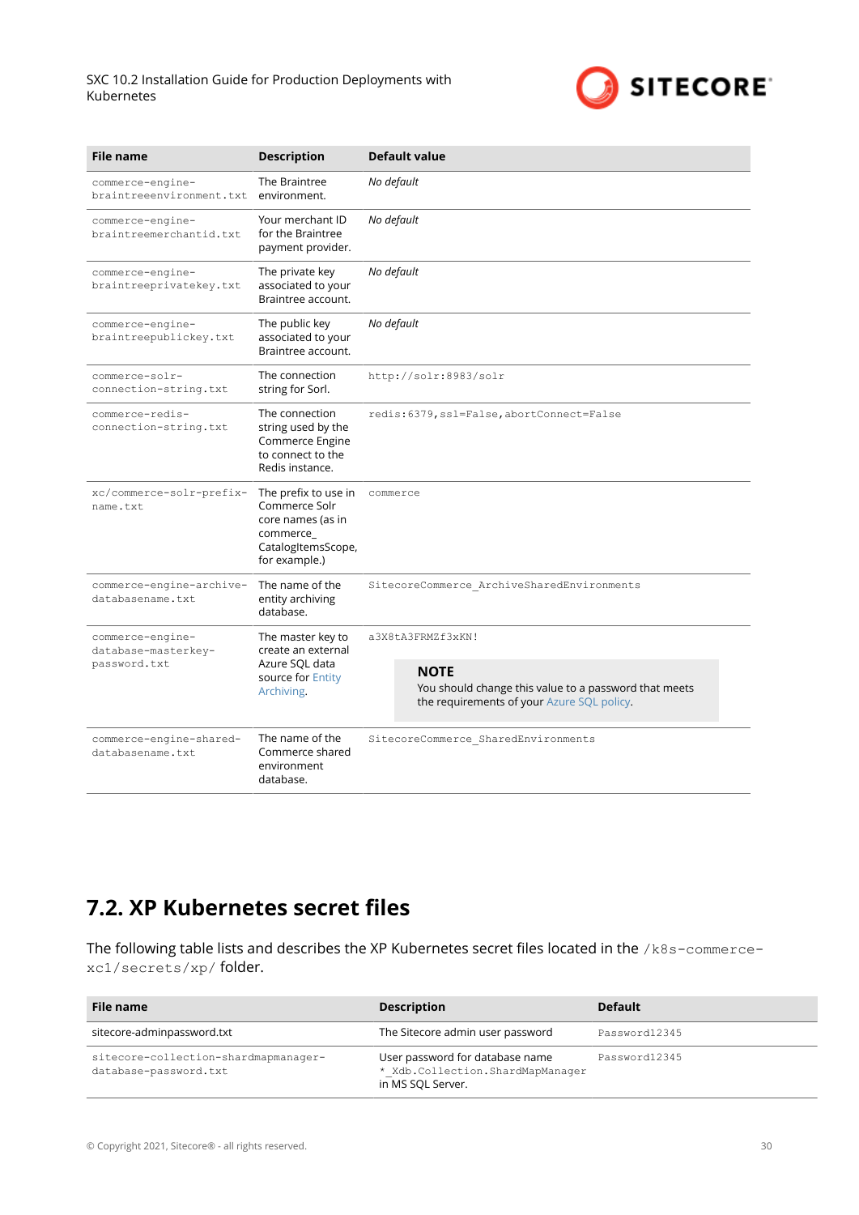| File name | Description | Default value |
|---|---|---|
| `commerce-engine-braintreeenvironment.txt` | The Braintree environment. | *No default* |
| `commerce-engine-braintreemerchantid.txt` | Your merchant ID for the Braintree payment provider. | *No default* |
| `commerce-engine-braintreeprivatekey.txt` | The private key associated to your Braintree account. | *No default* |
| `commerce-engine-braintreepublickey.txt` | The public key associated to your Braintree account. | *No default* |
| `commerce-solr-connection-string.txt` | The connection string for Sorl. | `http://solr:8983/solr` |
| `commerce-redis-connection-string.txt` | The connection string used by the Commerce Engine to connect to the Redis instance. | `redis:6379,ssl=False,abortConnect=False` |
| `xc/commerce-solr-prefix-name.txt` | The prefix to use in Commerce Solr core names (as in commerce_ CatalogItemsScope, for example.) | `commerce` |
| `commerce-engine-archive-databasename.txt` | The name of the entity archiving database. | `SitecoreCommerce_ArchiveSharedEnvironments` |
| `commerce-engine-database-masterkey-password.txt` | The master key to create an external Azure SQL data source for Entity Archiving. | `a3X8tA3FRMZf3xKN!` <br> **NOTE** <br> You should change this value to a password that meets the requirements of your Azure SQL policy. |
| `commerce-engine-shared-databasename.txt` | The name of the Commerce shared environment database. | `SitecoreCommerce_SharedEnvironments` |

## 7.2. XP Kubernetes secret files

The following table lists and describes the XP Kubernetes secret files located in the `/k8s-commerce-xc1/secrets/xp/` folder.

| File name | Description | Default |
|---|---|---|
| sitecore-adminpassword.txt | The Sitecore admin user password | `Password12345` |
| `sitecore-collection-shardmapmanager-database-password.txt` | User password for database name `*_Xdb.Collection.ShardMapManager` in MS SQL Server. | `Password12345` |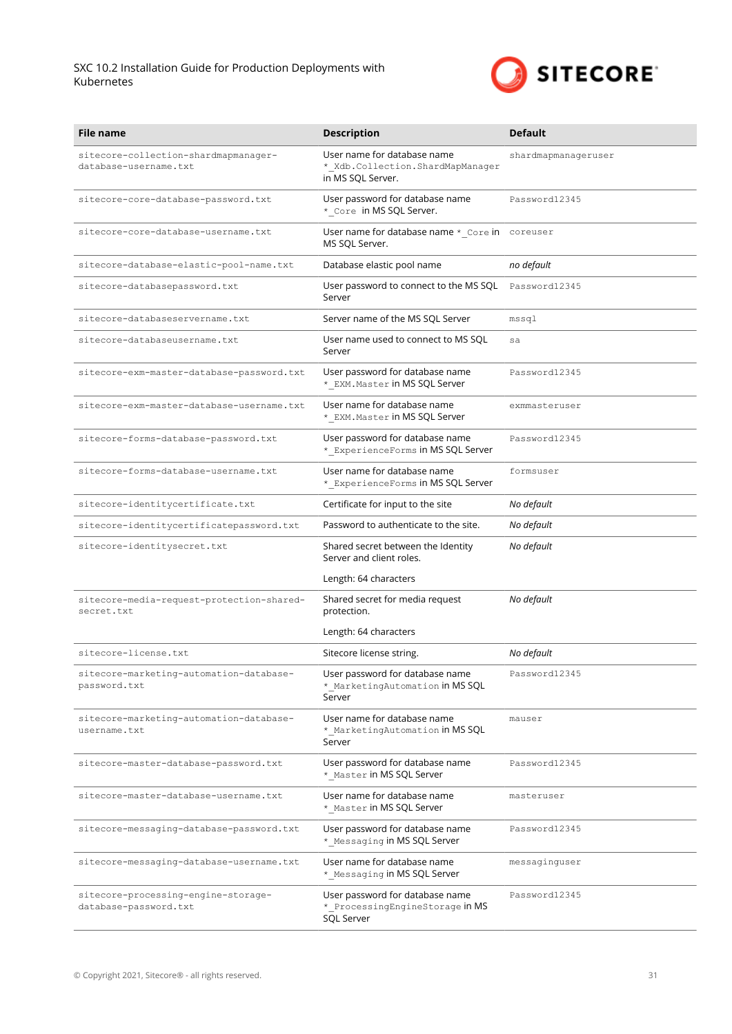| File name | Description | Default |
|---|---|---|
| sitecore-collection-shardmapmanager-database-username.txt | User name for database name *_Xdb.Collection.ShardMapManager in MS SQL Server. | shardmapmanageruser |
| sitecore-core-database-password.txt | User password for database name *_Core in MS SQL Server. | Password12345 |
| sitecore-core-database-username.txt | User name for database name *_Core in MS SQL Server. | coreuser |
| sitecore-database-elastic-pool-name.txt | Database elastic pool name | *no default* |
| sitecore-databasepassword.txt | User password to connect to the MS SQL Server | Password12345 |
| sitecore-databaseservername.txt | Server name of the MS SQL Server | mssql |
| sitecore-databaseusername.txt | User name used to connect to MS SQL Server | sa |
| sitecore-exm-master-database-password.txt | User password for database name *_EXM.Master in MS SQL Server | Password12345 |
| sitecore-exm-master-database-username.txt | User name for database name *_EXM.Master in MS SQL Server | exmmasteruser |
| sitecore-forms-database-password.txt | User password for database name *_ExperienceForms in MS SQL Server | Password12345 |
| sitecore-forms-database-username.txt | User name for database name *_ExperienceForms in MS SQL Server | formsuser |
| sitecore-identitycertificate.txt | Certificate for input to the site | *No default* |
| sitecore-identitycertificatepassword.txt | Password to authenticate to the site. | *No default* |
| sitecore-identitysecret.txt | Shared secret between the Identity Server and client roles.<br><br>Length: 64 characters | *No default* |
| sitecore-media-request-protection-shared-secret.txt | Shared secret for media request protection.<br><br>Length: 64 characters | *No default* |
| sitecore-license.txt | Sitecore license string. | *No default* |
| sitecore-marketing-automation-database-password.txt | User password for database name *_MarketingAutomation in MS SQL Server | Password12345 |
| sitecore-marketing-automation-database-username.txt | User name for database name *_MarketingAutomation in MS SQL Server | mauser |
| sitecore-master-database-password.txt | User password for database name *_Master in MS SQL Server | Password12345 |
| sitecore-master-database-username.txt | User name for database name *_Master in MS SQL Server | masteruser |
| sitecore-messaging-database-password.txt | User password for database name *_Messaging in MS SQL Server | Password12345 |
| sitecore-messaging-database-username.txt | User name for database name *_Messaging in MS SQL Server | messaginguser |
| sitecore-processing-engine-storage-database-password.txt | User password for database name *_ProcessingEngineStorage in MS SQL Server | Password12345 |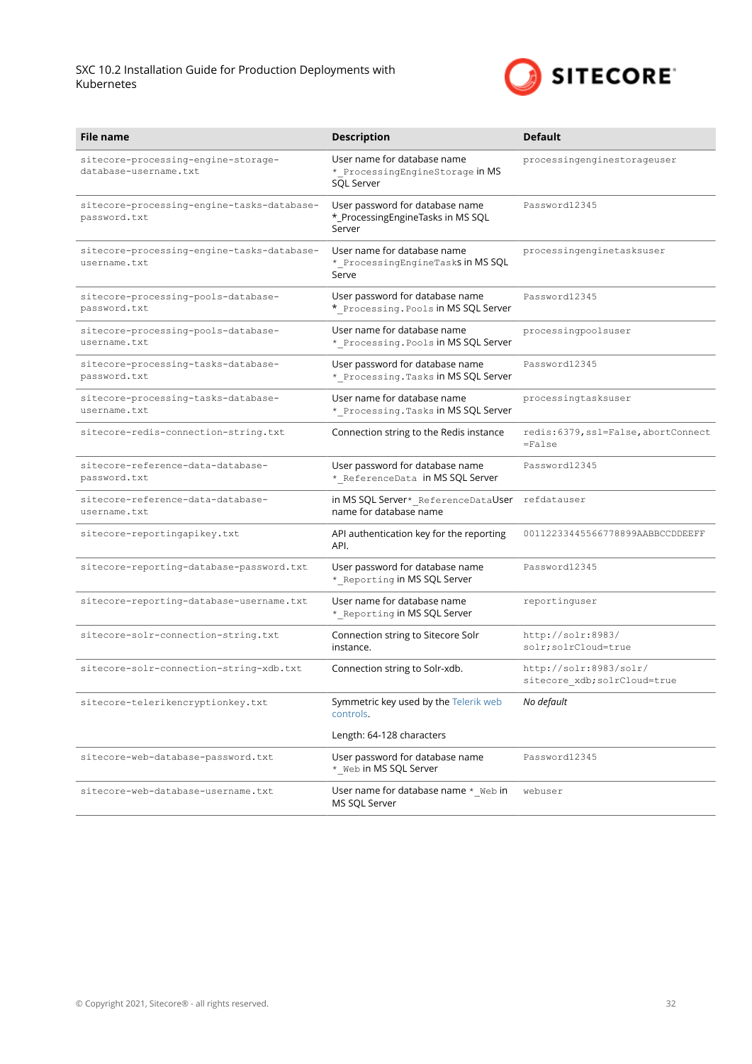| File name | Description | Default |
| --- | --- | --- |
| sitecore-processing-engine-storage-database-username.txt | User name for database name *_ProcessingEngineStorage in MS SQL Server | processingenginestorageuser |
| sitecore-processing-engine-tasks-database-password.txt | User password for database name *_ProcessingEngineTasks in MS SQL Server | Password12345 |
| sitecore-processing-engine-tasks-database-username.txt | User name for database name *_ProcessingEngineTasks in MS SQL Serve | processingenginetasksuser |
| sitecore-processing-pools-database-password.txt | User password for database name *_Processing.Pools in MS SQL Server | Password12345 |
| sitecore-processing-pools-database-username.txt | User name for database name *_Processing.Pools in MS SQL Server | processingpoolsuser |
| sitecore-processing-tasks-database-password.txt | User password for database name *_Processing.Tasks in MS SQL Server | Password12345 |
| sitecore-processing-tasks-database-username.txt | User name for database name *_Processing.Tasks in MS SQL Server | processingtasksuser |
| sitecore-redis-connection-string.txt | Connection string to the Redis instance | redis:6379,ssl=False,abortConnect=False |
| sitecore-reference-data-database-password.txt | User password for database name *_ReferenceData in MS SQL Server | Password12345 |
| sitecore-reference-data-database-username.txt | in MS SQL Server*_ReferenceDataUser name for database name | refdatauser |
| sitecore-reportingapikey.txt | API authentication key for the reporting API. | 00112233445566778899AABBCCDDEEFF |
| sitecore-reporting-database-password.txt | User password for database name *_Reporting in MS SQL Server | Password12345 |
| sitecore-reporting-database-username.txt | User name for database name *_Reporting in MS SQL Server | reportinguser |
| sitecore-solr-connection-string.txt | Connection string to Sitecore Solr instance. | http://solr:8983/solr;solrCloud=true |
| sitecore-solr-connection-string-xdb.txt | Connection string to Solr-xdb. | http://solr:8983/solr/sitecore_xdb;solrCloud=true |
| sitecore-telerikencryptionkey.txt | Symmetric key used by the Telerik web controls.<br><br>Length: 64-128 characters | *No default* |
| sitecore-web-database-password.txt | User password for database name *_Web in MS SQL Server | Password12345 |
| sitecore-web-database-username.txt | User name for database name *_Web in MS SQL Server | webuser |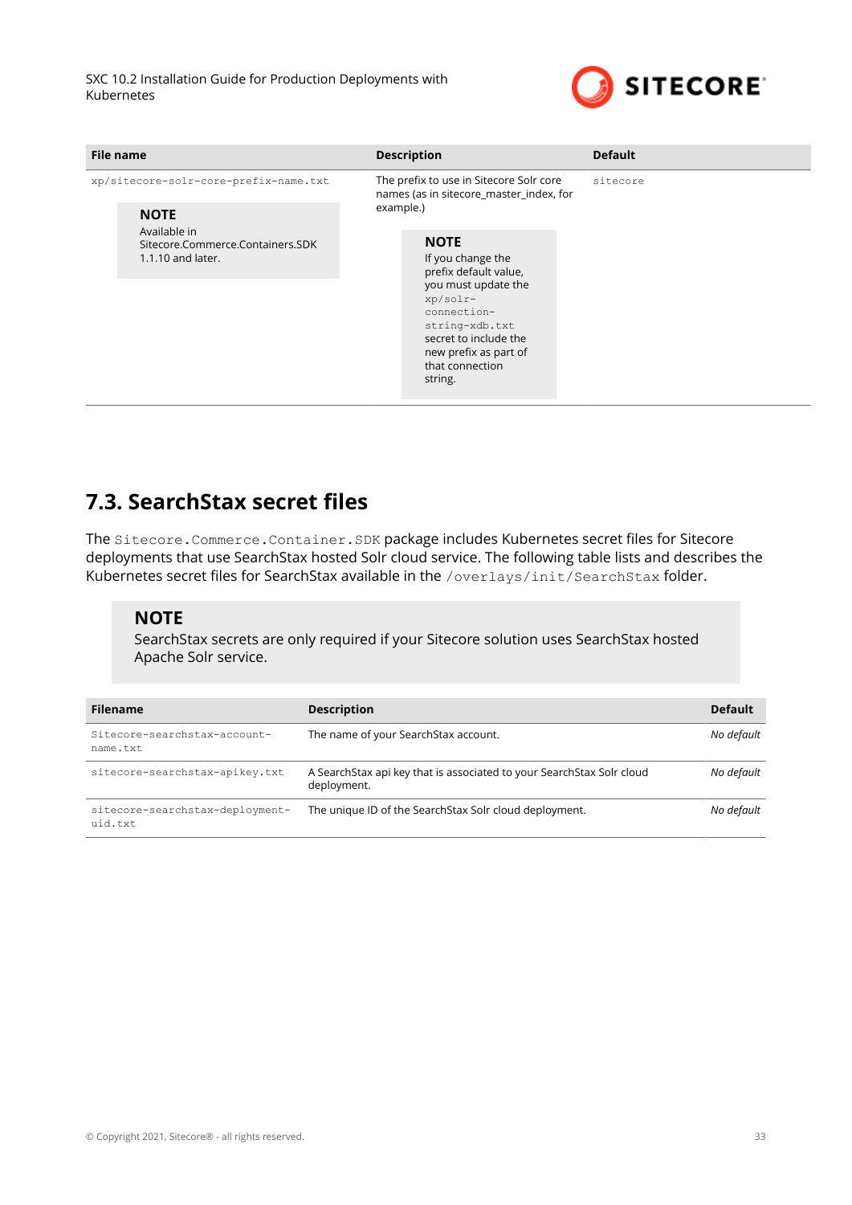| File name | Description | Default |
|---|---|---|
| `xp/sitecore-solr-core-prefix-name.txt`<br><br>**NOTE**<br>Available in Sitecore.Commerce.Containers.SDK 1.1.10 and later. | The prefix to use in Sitecore Solr core names (as in sitecore_master_index, for example.)<br><br>**NOTE**<br>If you change the prefix default value, you must update the `xp/solr-connection-string-xdb.txt` secret to include the new prefix as part of that connection string. | `sitecore` |

## 7.3. SearchStax secret files

The `Sitecore.Commerce.Container.SDK` package includes Kubernetes secret files for Sitecore deployments that use SearchStax hosted Solr cloud service. The following table lists and describes the Kubernetes secret files for SearchStax available in the `/overlays/init/SearchStax` folder.

> **NOTE**
> SearchStax secrets are only required if your Sitecore solution uses SearchStax hosted Apache Solr service.

| Filename | Description | Default |
|---|---|---|
| `Sitecore-searchstax-account-name.txt` | The name of your SearchStax account. | *No default* |
| `sitecore-searchstax-apikey.txt` | A SearchStax api key that is associated to your SearchStax Solr cloud deployment. | *No default* |
| `sitecore-searchstax-deployment-uid.txt` | The unique ID of the SearchStax Solr cloud deployment. | *No default* |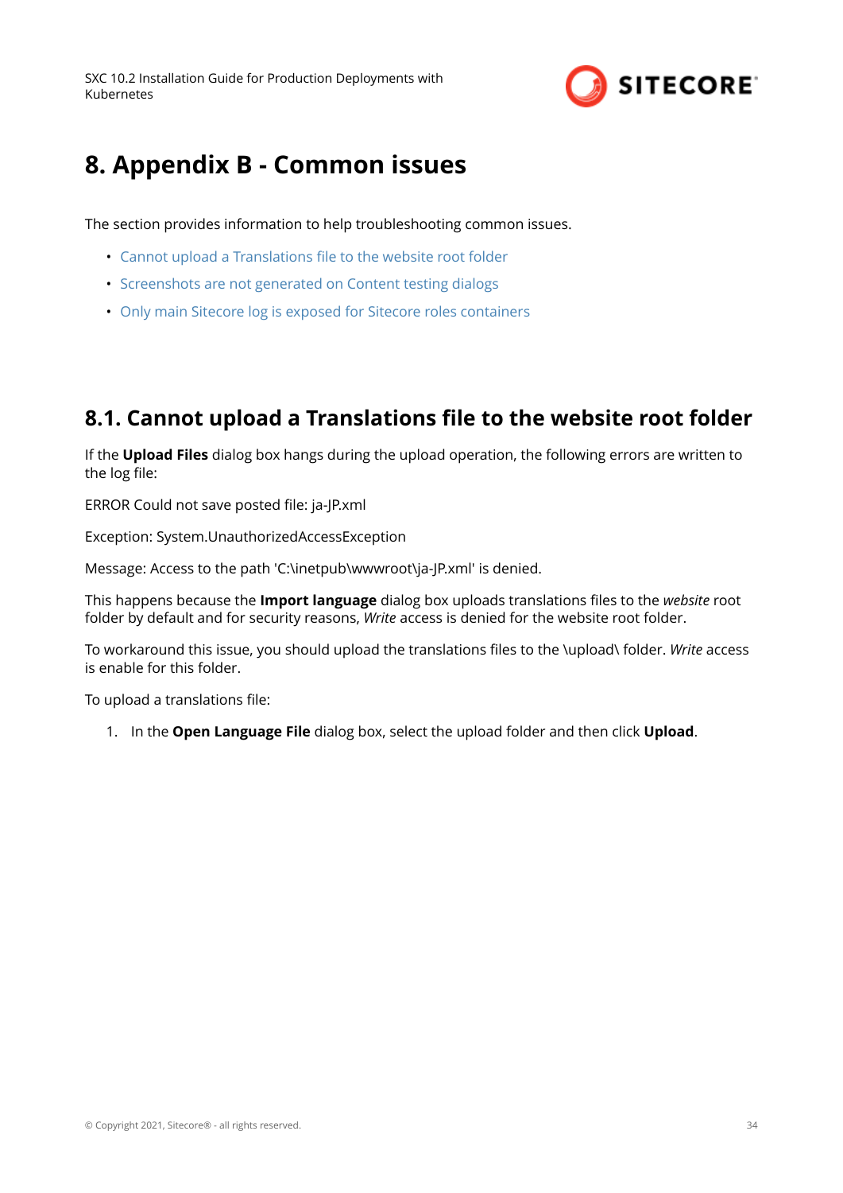# 8. Appendix B - Common issues

The section provides information to help troubleshooting common issues.

- Cannot upload a Translations file to the website root folder
- Screenshots are not generated on Content testing dialogs
- Only main Sitecore log is exposed for Sitecore roles containers

## 8.1. Cannot upload a Translations file to the website root folder

If the **Upload Files** dialog box hangs during the upload operation, the following errors are written to the log file:

ERROR Could not save posted file: ja-JP.xml

Exception: System.UnauthorizedAccessException

Message: Access to the path 'C:\inetpub\wwwroot\ja-JP.xml' is denied.

This happens because the **Import language** dialog box uploads translations files to the *website* root folder by default and for security reasons, *Write* access is denied for the website root folder.

To workaround this issue, you should upload the translations files to the \upload\ folder. *Write* access is enable for this folder.

To upload a translations file:

1. In the **Open Language File** dialog box, select the upload folder and then click **Upload**.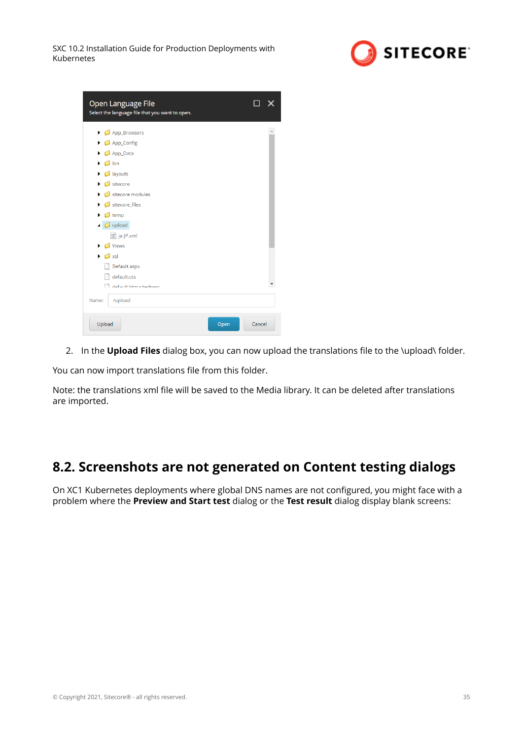2. In the **Upload Files** dialog box, you can now upload the translations file to the \upload\ folder.

You can now import translations file from this folder.

Note: the translations xml file will be saved to the Media library. It can be deleted after translations are imported.

## 8.2. Screenshots are not generated on Content testing dialogs

On XC1 Kubernetes deployments where global DNS names are not configured, you might face with a problem where the **Preview and Start test** dialog or the **Test result** dialog display blank screens: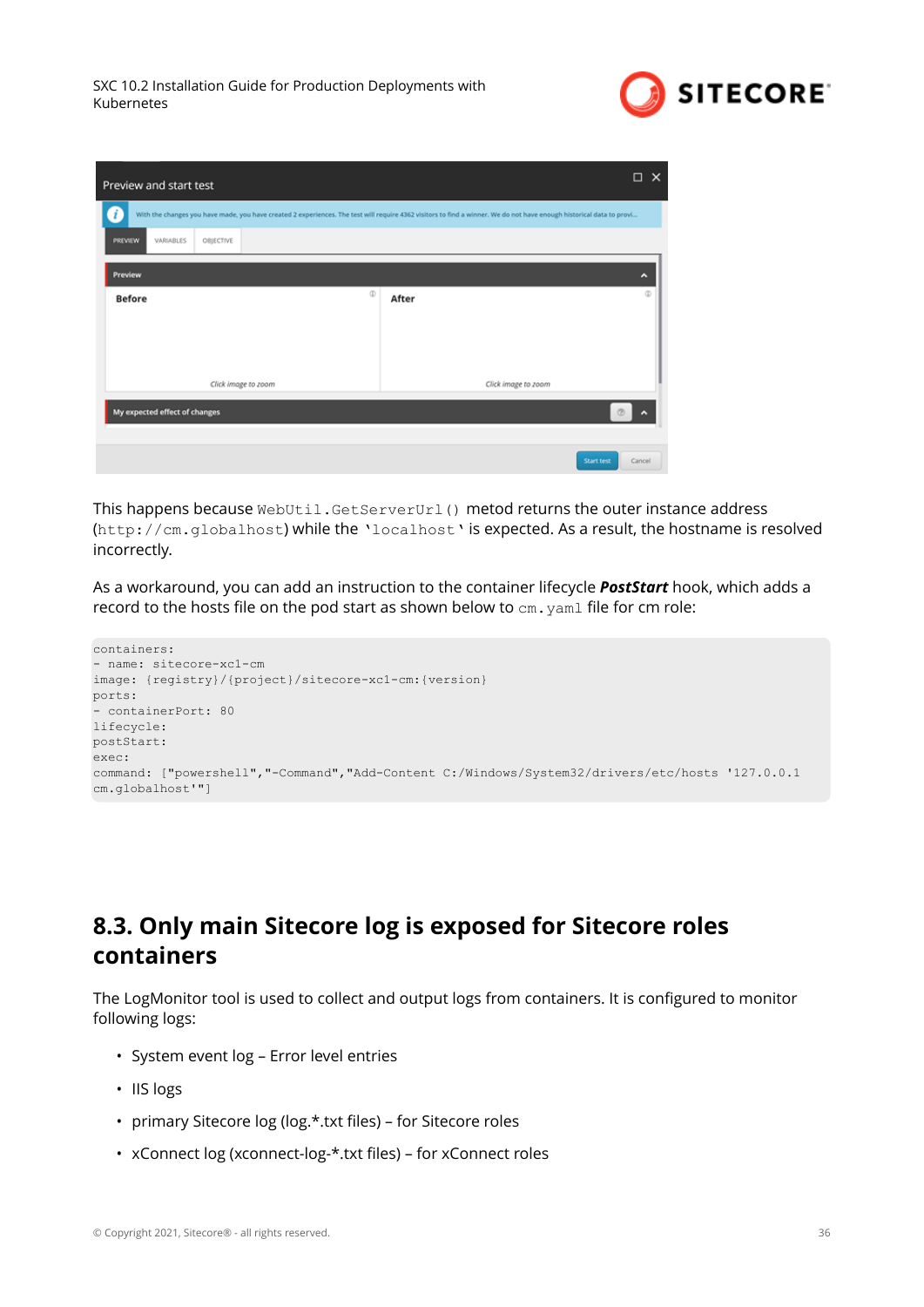This happens because `WebUtil.GetServerUrl()` metod returns the outer instance address (`http://cm.globalhost`) while the `'localhost'` is expected. As a result, the hostname is resolved incorrectly.

As a workaround, you can add an instruction to the container lifecycle ***PostStart*** hook, which adds a record to the hosts file on the pod start as shown below to `cm.yaml` file for cm role:

```
containers:
- name: sitecore-xc1-cm
image: {registry}/{project}/sitecore-xc1-cm:{version}
ports:
- containerPort: 80
lifecycle:
postStart:
exec:
command: ["powershell","-Command","Add-Content C:/Windows/System32/drivers/etc/hosts '127.0.0.1
cm.globalhost'"]
```

## 8.3. Only main Sitecore log is exposed for Sitecore roles containers

The LogMonitor tool is used to collect and output logs from containers. It is configured to monitor following logs:

- System event log – Error level entries
- IIS logs
- primary Sitecore log (log.*.txt files) – for Sitecore roles
- xConnect log (xconnect-log-*.txt files) – for xConnect roles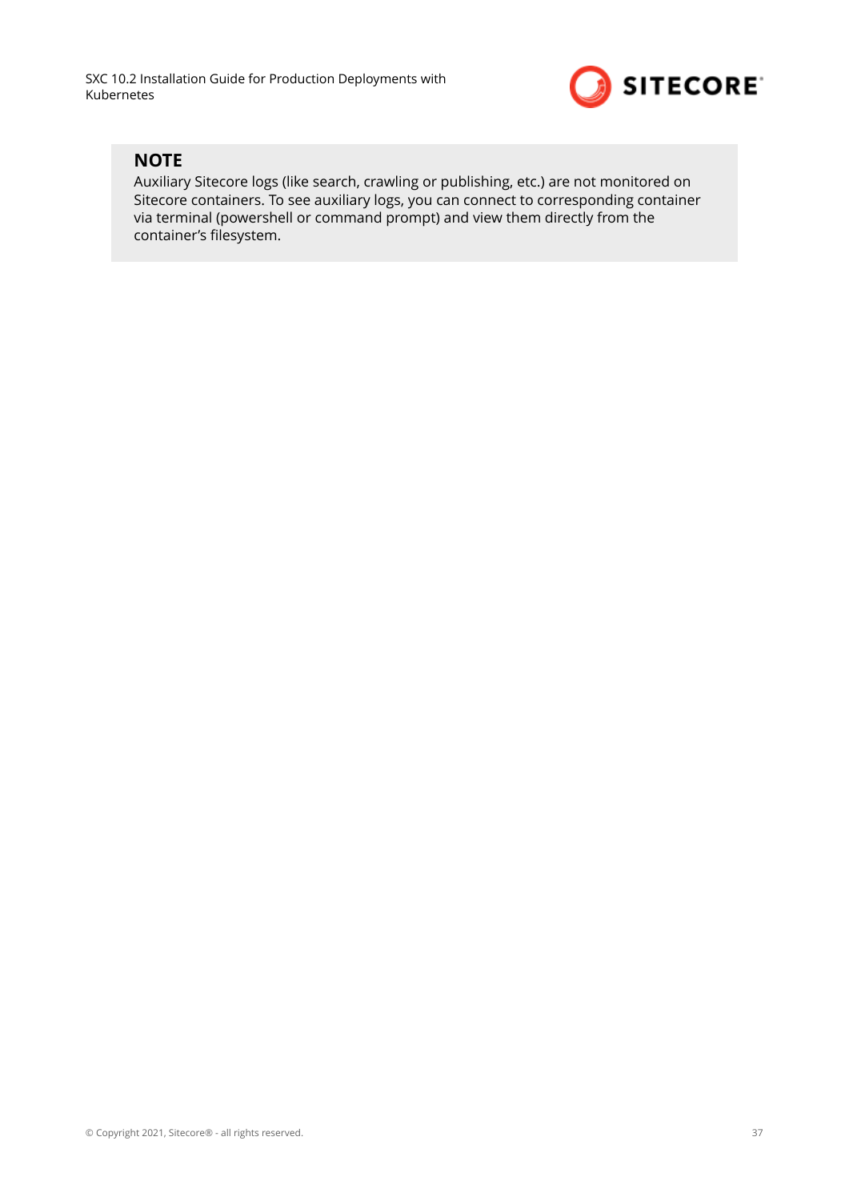**NOTE**

Auxiliary Sitecore logs (like search, crawling or publishing, etc.) are not monitored on Sitecore containers. To see auxiliary logs, you can connect to corresponding container via terminal (powershell or command prompt) and view them directly from the container's filesystem.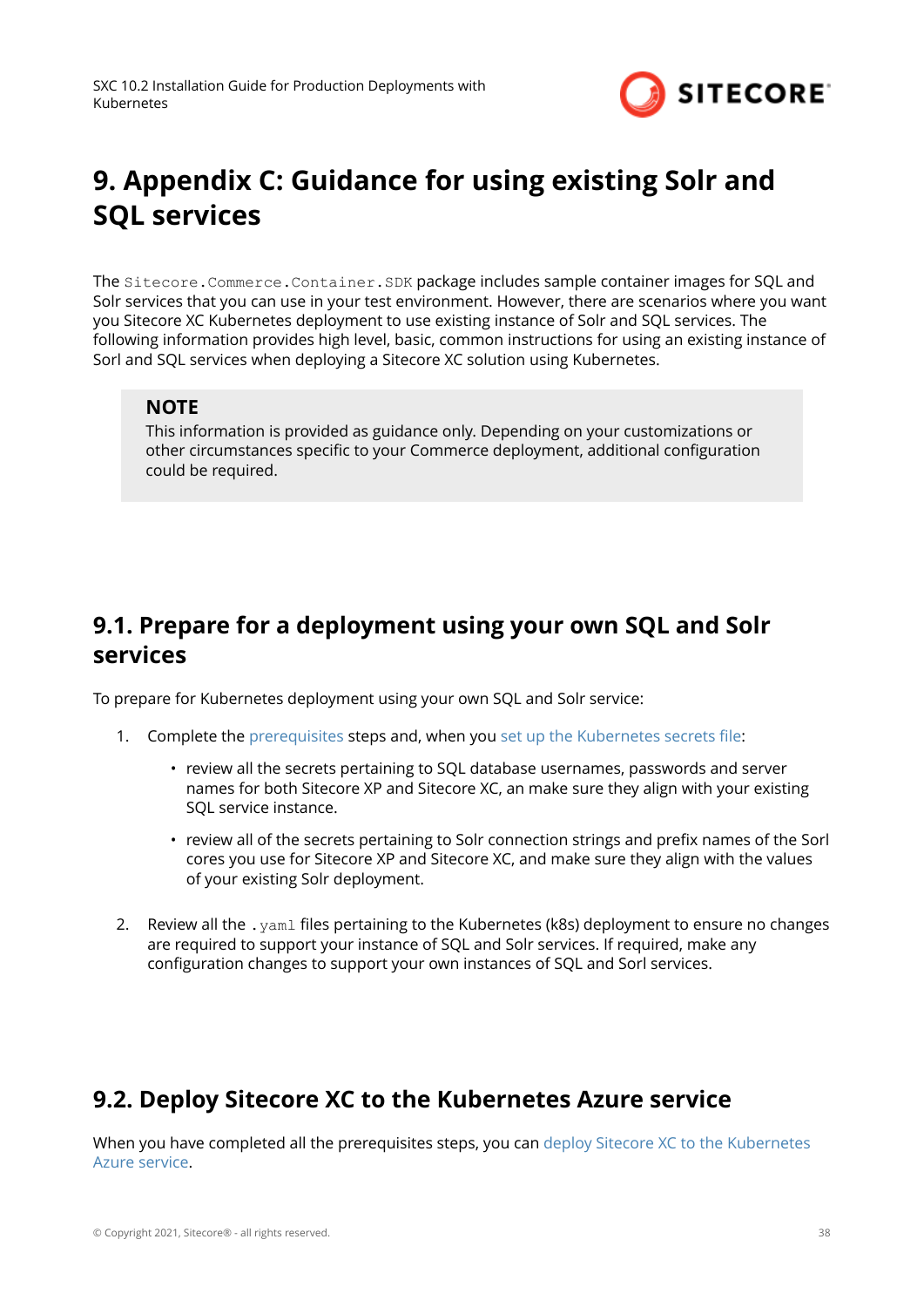# 9. Appendix C: Guidance for using existing Solr and SQL services

The `Sitecore.Commerce.Container.SDK` package includes sample container images for SQL and Solr services that you can use in your test environment. However, there are scenarios where you want you Sitecore XC Kubernetes deployment to use existing instance of Solr and SQL services. The following information provides high level, basic, common instructions for using an existing instance of Sorl and SQL services when deploying a Sitecore XC solution using Kubernetes.

> **NOTE**
> This information is provided as guidance only. Depending on your customizations or other circumstances specific to your Commerce deployment, additional configuration could be required.

## 9.1. Prepare for a deployment using your own SQL and Solr services

To prepare for Kubernetes deployment using your own SQL and Solr service:

1. Complete the prerequisites steps and, when you set up the Kubernetes secrets file:
   - review all the secrets pertaining to SQL database usernames, passwords and server names for both Sitecore XP and Sitecore XC, an make sure they align with your existing SQL service instance.
   - review all of the secrets pertaining to Solr connection strings and prefix names of the Sorl cores you use for Sitecore XP and Sitecore XC, and make sure they align with the values of your existing Solr deployment.
2. Review all the `.yaml` files pertaining to the Kubernetes (k8s) deployment to ensure no changes are required to support your instance of SQL and Solr services. If required, make any configuration changes to support your own instances of SQL and Sorl services.

## 9.2. Deploy Sitecore XC to the Kubernetes Azure service

When you have completed all the prerequisites steps, you can deploy Sitecore XC to the Kubernetes Azure service.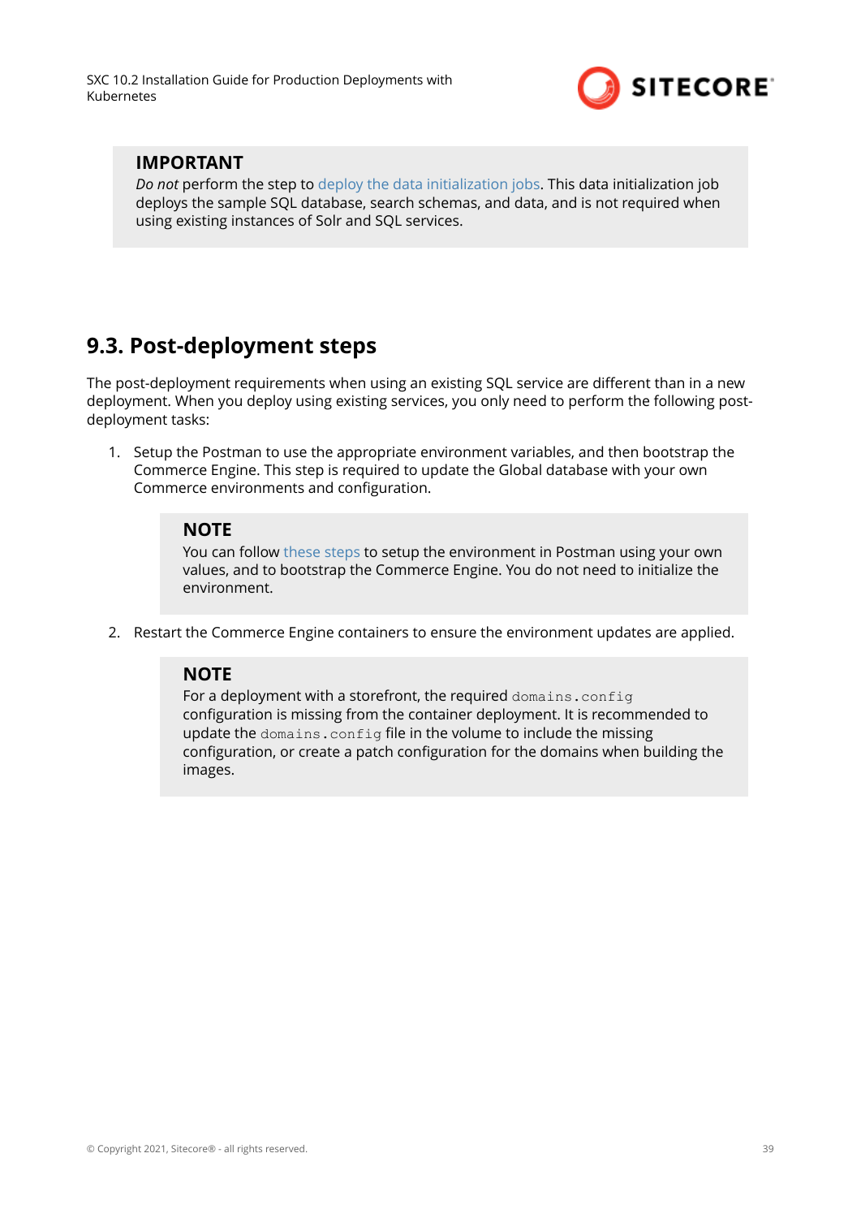**IMPORTANT**

*Do not* perform the step to deploy the data initialization jobs. This data initialization job deploys the sample SQL database, search schemas, and data, and is not required when using existing instances of Solr and SQL services.

## 9.3. Post-deployment steps

The post-deployment requirements when using an existing SQL service are different than in a new deployment. When you deploy using existing services, you only need to perform the following post-deployment tasks:

1. Setup the Postman to use the appropriate environment variables, and then bootstrap the Commerce Engine. This step is required to update the Global database with your own Commerce environments and configuration.

   **NOTE**

   You can follow these steps to setup the environment in Postman using your own values, and to bootstrap the Commerce Engine. You do not need to initialize the environment.

2. Restart the Commerce Engine containers to ensure the environment updates are applied.

   **NOTE**

   For a deployment with a storefront, the required `domains.config` configuration is missing from the container deployment. It is recommended to update the `domains.config` file in the volume to include the missing configuration, or create a patch configuration for the domains when building the images.